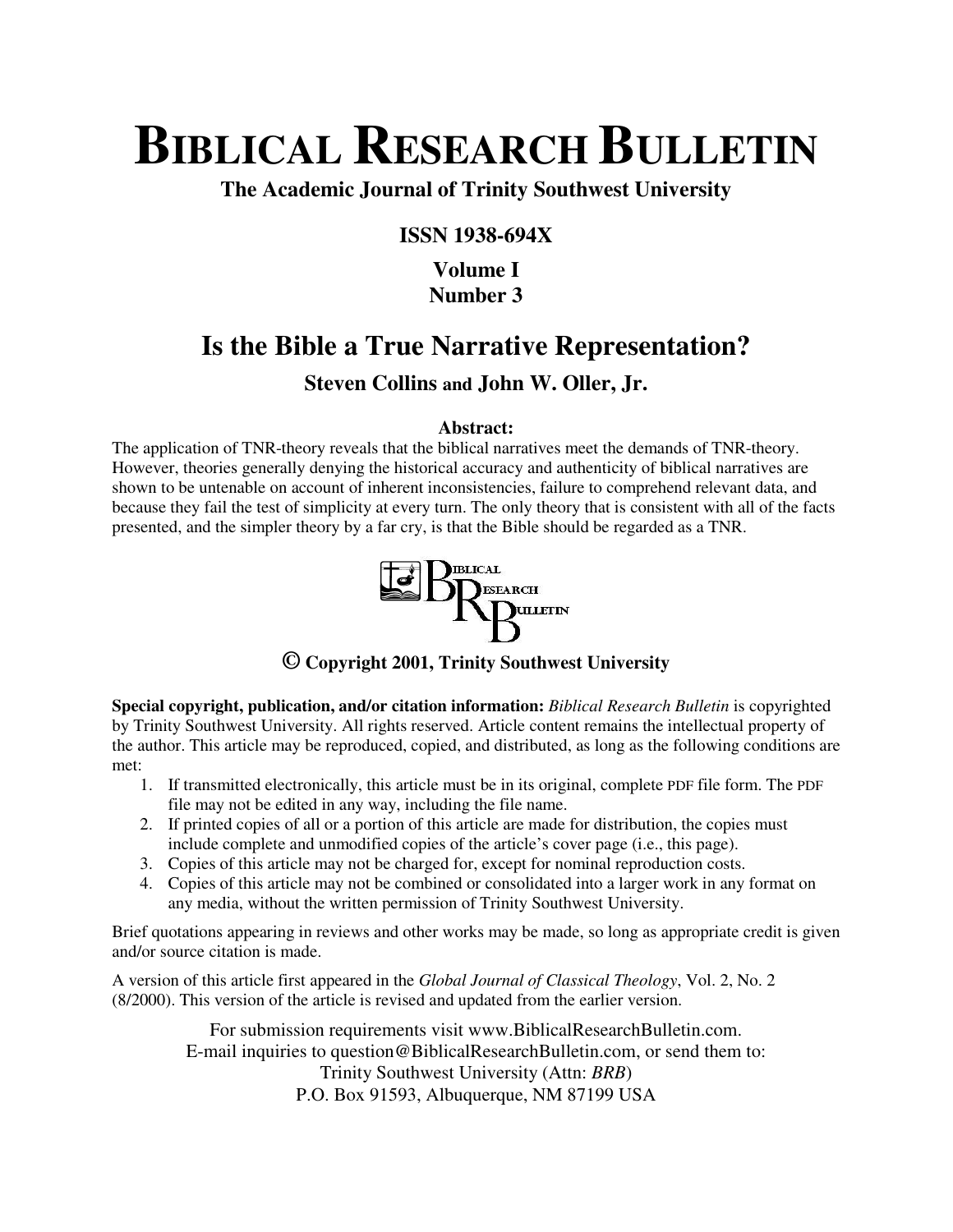# BIBLICAL RESEARCH BULLETIN

**The Academic Journal of Trinity Southwest University**

**ISSN 1938-694X**

**Volume I**
**Number 3**

## Is the Bible a True Narrative Representation?

**Steven Collins and John W. Oller, Jr.**

**Abstract:**

The application of TNR-theory reveals that the biblical narratives meet the demands of TNR-theory. However, theories generally denying the historical accuracy and authenticity of biblical narratives are shown to be untenable on account of inherent inconsistencies, failure to comprehend relevant data, and because they fail the test of simplicity at every turn. The only theory that is consistent with all of the facts presented, and the simpler theory by a far cry, is that the Bible should be regarded as a TNR.

**© Copyright 2001, Trinity Southwest University**

**Special copyright, publication, and/or citation information:** *Biblical Research Bulletin* is copyrighted by Trinity Southwest University. All rights reserved. Article content remains the intellectual property of the author. This article may be reproduced, copied, and distributed, as long as the following conditions are met:

1. If transmitted electronically, this article must be in its original, complete PDF file form. The PDF file may not be edited in any way, including the file name.
2. If printed copies of all or a portion of this article are made for distribution, the copies must include complete and unmodified copies of the article's cover page (i.e., this page).
3. Copies of this article may not be charged for, except for nominal reproduction costs.
4. Copies of this article may not be combined or consolidated into a larger work in any format on any media, without the written permission of Trinity Southwest University.

Brief quotations appearing in reviews and other works may be made, so long as appropriate credit is given and/or source citation is made.

A version of this article first appeared in the *Global Journal of Classical Theology*, Vol. 2, No. 2 (8/2000). This version of the article is revised and updated from the earlier version.

For submission requirements visit www.BiblicalResearchBulletin.com.
E-mail inquiries to question@BiblicalResearchBulletin.com, or send them to:
Trinity Southwest University (Attn: *BRB*)
P.O. Box 91593, Albuquerque, NM 87199 USA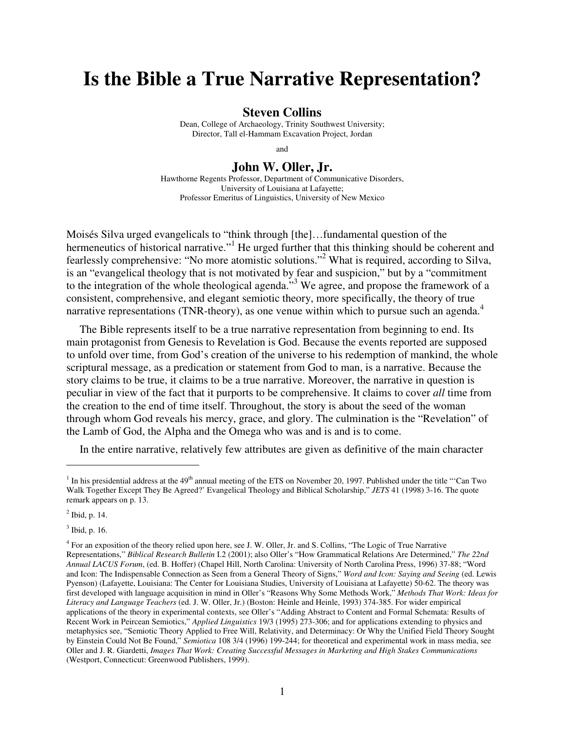# Is the Bible a True Narrative Representation?

**Steven Collins**
Dean, College of Archaeology, Trinity Southwest University;
Director, Tall el-Hammam Excavation Project, Jordan

and

**John W. Oller, Jr.**
Hawthorne Regents Professor, Department of Communicative Disorders,
University of Louisiana at Lafayette;
Professor Emeritus of Linguistics, University of New Mexico

Moisés Silva urged evangelicals to "think through [the]…fundamental question of the hermeneutics of historical narrative."[1] He urged further that this thinking should be coherent and fearlessly comprehensive: "No more atomistic solutions."[2] What is required, according to Silva, is an "evangelical theology that is not motivated by fear and suspicion," but by a "commitment to the integration of the whole theological agenda."[3] We agree, and propose the framework of a consistent, comprehensive, and elegant semiotic theory, more specifically, the theory of true narrative representations (TNR-theory), as one venue within which to pursue such an agenda.[4]

The Bible represents itself to be a true narrative representation from beginning to end. Its main protagonist from Genesis to Revelation is God. Because the events reported are supposed to unfold over time, from God's creation of the universe to his redemption of mankind, the whole scriptural message, as a predication or statement from God to man, is a narrative. Because the story claims to be true, it claims to be a true narrative. Moreover, the narrative in question is peculiar in view of the fact that it purports to be comprehensive. It claims to cover *all* time from the creation to the end of time itself. Throughout, the story is about the seed of the woman through whom God reveals his mercy, grace, and glory. The culmination is the "Revelation" of the Lamb of God, the Alpha and the Omega who was and is and is to come.

In the entire narrative, relatively few attributes are given as definitive of the main character

---

[1] In his presidential address at the 49th annual meeting of the ETS on November 20, 1997. Published under the title "'Can Two Walk Together Except They Be Agreed?' Evangelical Theology and Biblical Scholarship," *JETS* 41 (1998) 3-16. The quote remark appears on p. 13.

[2] Ibid, p. 14.

[3] Ibid, p. 16.

[4] For an exposition of the theory relied upon here, see J. W. Oller, Jr. and S. Collins, "The Logic of True Narrative Representations," *Biblical Research Bulletin* I.2 (2001); also Oller's "How Grammatical Relations Are Determined," *The 22nd Annual LACUS Forum*, (ed. B. Hoffer) (Chapel Hill, North Carolina: University of North Carolina Press, 1996) 37-88; "Word and Icon: The Indispensable Connection as Seen from a General Theory of Signs," *Word and Icon: Saying and Seeing* (ed. Lewis Pyenson) (Lafayette, Louisiana: The Center for Louisiana Studies, University of Louisiana at Lafayette) 50-62. The theory was first developed with language acquisition in mind in Oller's "Reasons Why Some Methods Work," *Methods That Work: Ideas for Literacy and Language Teachers* (ed. J. W. Oller, Jr.) (Boston: Heinle and Heinle, 1993) 374-385. For wider empirical applications of the theory in experimental contexts, see Oller's "Adding Abstract to Content and Formal Schemata: Results of Recent Work in Peircean Semiotics," *Applied Linguistics* 19/3 (1995) 273-306; and for applications extending to physics and metaphysics see, "Semiotic Theory Applied to Free Will, Relativity, and Determinacy: Or Why the Unified Field Theory Sought by Einstein Could Not Be Found," *Semiotica* 108 3/4 (1996) 199-244; for theoretical and experimental work in mass media, see Oller and J. R. Giardetti, *Images That Work: Creating Successful Messages in Marketing and High Stakes Communications* (Westport, Connecticut: Greenwood Publishers, 1999).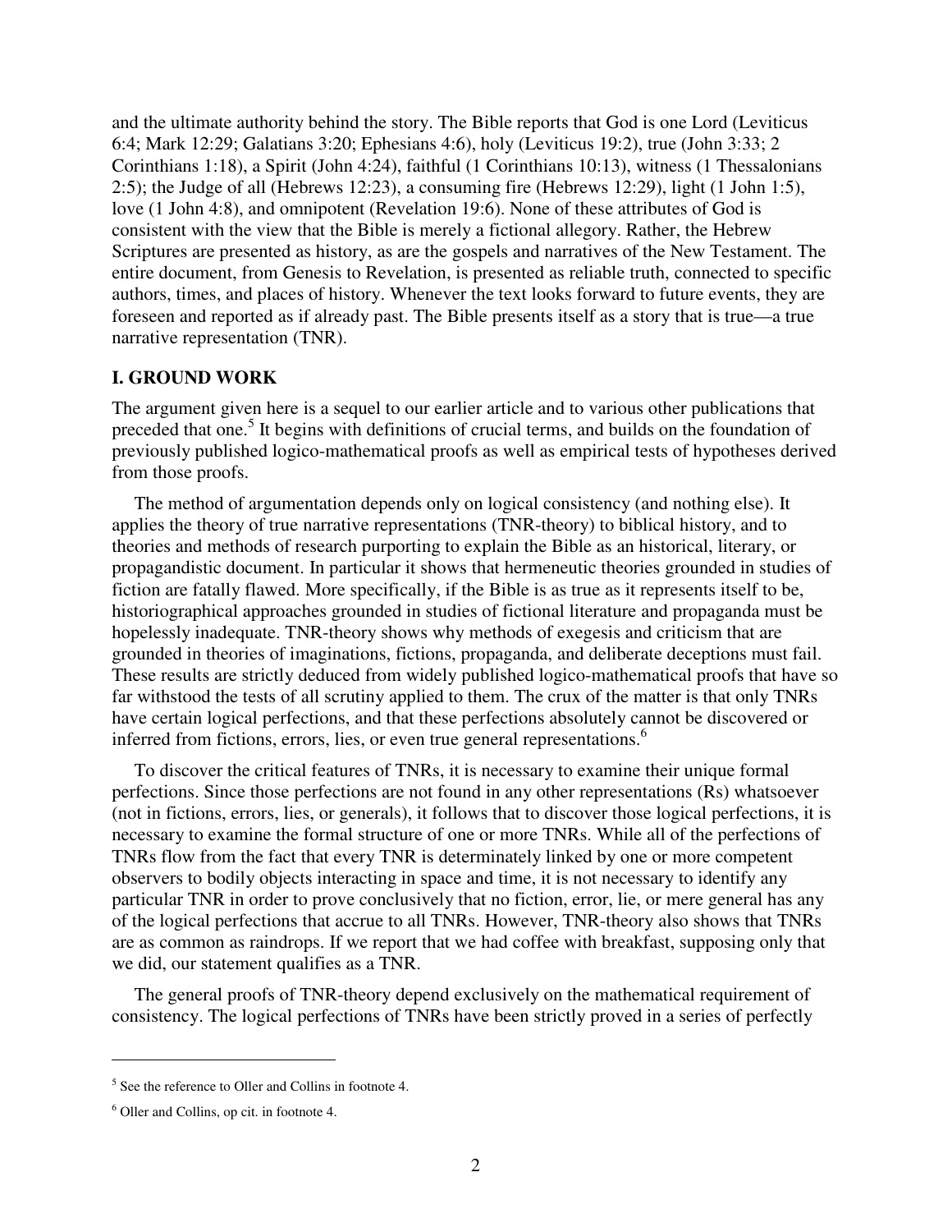and the ultimate authority behind the story. The Bible reports that God is one Lord (Leviticus 6:4; Mark 12:29; Galatians 3:20; Ephesians 4:6), holy (Leviticus 19:2), true (John 3:33; 2 Corinthians 1:18), a Spirit (John 4:24), faithful (1 Corinthians 10:13), witness (1 Thessalonians 2:5); the Judge of all (Hebrews 12:23), a consuming fire (Hebrews 12:29), light (1 John 1:5), love (1 John 4:8), and omnipotent (Revelation 19:6). None of these attributes of God is consistent with the view that the Bible is merely a fictional allegory. Rather, the Hebrew Scriptures are presented as history, as are the gospels and narratives of the New Testament. The entire document, from Genesis to Revelation, is presented as reliable truth, connected to specific authors, times, and places of history. Whenever the text looks forward to future events, they are foreseen and reported as if already past. The Bible presents itself as a story that is true—a true narrative representation (TNR).

## I. GROUND WORK

The argument given here is a sequel to our earlier article and to various other publications that preceded that one.[5] It begins with definitions of crucial terms, and builds on the foundation of previously published logico-mathematical proofs as well as empirical tests of hypotheses derived from those proofs.

The method of argumentation depends only on logical consistency (and nothing else). It applies the theory of true narrative representations (TNR-theory) to biblical history, and to theories and methods of research purporting to explain the Bible as an historical, literary, or propagandistic document. In particular it shows that hermeneutic theories grounded in studies of fiction are fatally flawed. More specifically, if the Bible is as true as it represents itself to be, historiographical approaches grounded in studies of fictional literature and propaganda must be hopelessly inadequate. TNR-theory shows why methods of exegesis and criticism that are grounded in theories of imaginations, fictions, propaganda, and deliberate deceptions must fail. These results are strictly deduced from widely published logico-mathematical proofs that have so far withstood the tests of all scrutiny applied to them. The crux of the matter is that only TNRs have certain logical perfections, and that these perfections absolutely cannot be discovered or inferred from fictions, errors, lies, or even true general representations.[6]

To discover the critical features of TNRs, it is necessary to examine their unique formal perfections. Since those perfections are not found in any other representations (Rs) whatsoever (not in fictions, errors, lies, or generals), it follows that to discover those logical perfections, it is necessary to examine the formal structure of one or more TNRs. While all of the perfections of TNRs flow from the fact that every TNR is determinately linked by one or more competent observers to bodily objects interacting in space and time, it is not necessary to identify any particular TNR in order to prove conclusively that no fiction, error, lie, or mere general has any of the logical perfections that accrue to all TNRs. However, TNR-theory also shows that TNRs are as common as raindrops. If we report that we had coffee with breakfast, supposing only that we did, our statement qualifies as a TNR.

The general proofs of TNR-theory depend exclusively on the mathematical requirement of consistency. The logical perfections of TNRs have been strictly proved in a series of perfectly

---

[5] See the reference to Oller and Collins in footnote 4.

[6] Oller and Collins, op cit. in footnote 4.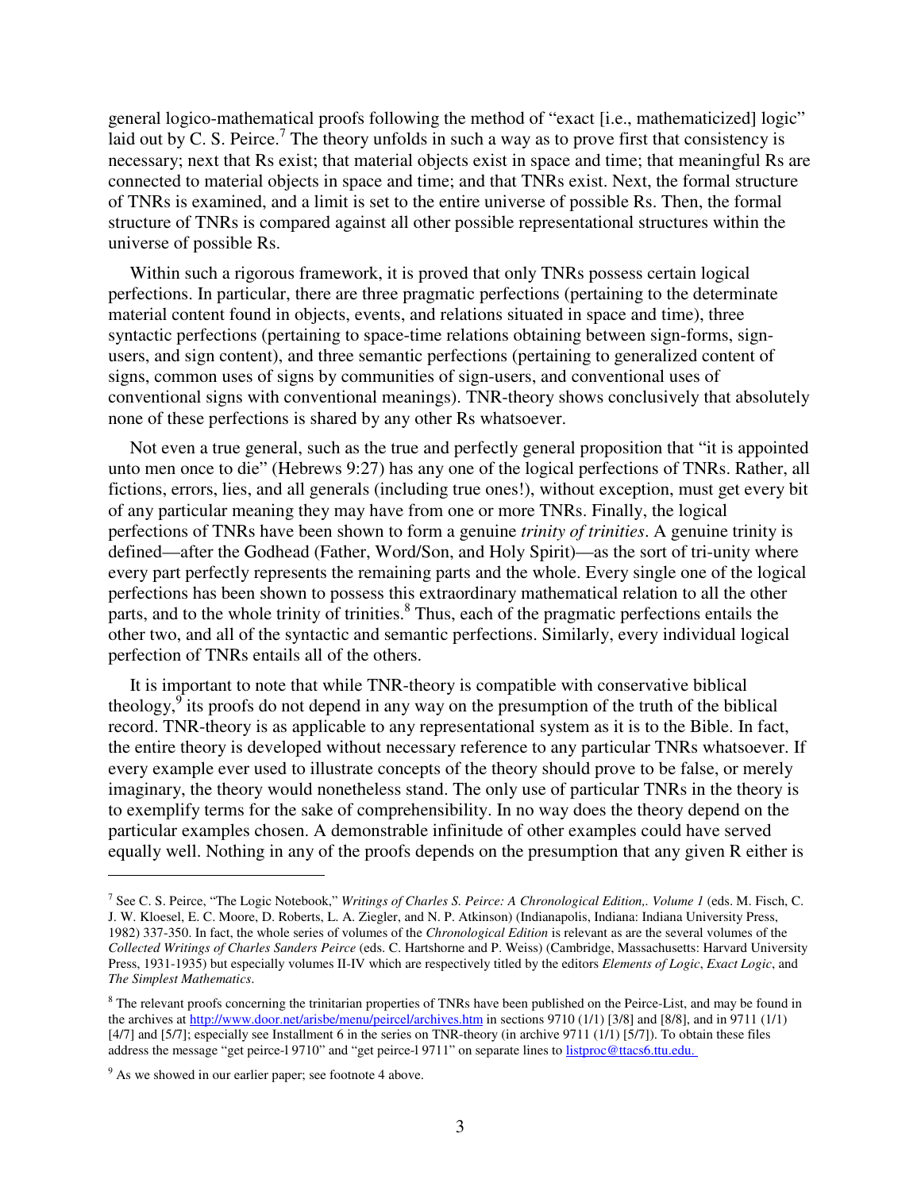general logico-mathematical proofs following the method of "exact [i.e., mathematicized] logic" laid out by C. S. Peirce.[7] The theory unfolds in such a way as to prove first that consistency is necessary; next that Rs exist; that material objects exist in space and time; that meaningful Rs are connected to material objects in space and time; and that TNRs exist. Next, the formal structure of TNRs is examined, and a limit is set to the entire universe of possible Rs. Then, the formal structure of TNRs is compared against all other possible representational structures within the universe of possible Rs.

Within such a rigorous framework, it is proved that only TNRs possess certain logical perfections. In particular, there are three pragmatic perfections (pertaining to the determinate material content found in objects, events, and relations situated in space and time), three syntactic perfections (pertaining to space-time relations obtaining between sign-forms, sign-users, and sign content), and three semantic perfections (pertaining to generalized content of signs, common uses of signs by communities of sign-users, and conventional uses of conventional signs with conventional meanings). TNR-theory shows conclusively that absolutely none of these perfections is shared by any other Rs whatsoever.

Not even a true general, such as the true and perfectly general proposition that "it is appointed unto men once to die" (Hebrews 9:27) has any one of the logical perfections of TNRs. Rather, all fictions, errors, lies, and all generals (including true ones!), without exception, must get every bit of any particular meaning they may have from one or more TNRs. Finally, the logical perfections of TNRs have been shown to form a genuine *trinity of trinities*. A genuine trinity is defined—after the Godhead (Father, Word/Son, and Holy Spirit)—as the sort of tri-unity where every part perfectly represents the remaining parts and the whole. Every single one of the logical perfections has been shown to possess this extraordinary mathematical relation to all the other parts, and to the whole trinity of trinities.[8] Thus, each of the pragmatic perfections entails the other two, and all of the syntactic and semantic perfections. Similarly, every individual logical perfection of TNRs entails all of the others.

It is important to note that while TNR-theory is compatible with conservative biblical theology,[9] its proofs do not depend in any way on the presumption of the truth of the biblical record. TNR-theory is as applicable to any representational system as it is to the Bible. In fact, the entire theory is developed without necessary reference to any particular TNRs whatsoever. If every example ever used to illustrate concepts of the theory should prove to be false, or merely imaginary, the theory would nonetheless stand. The only use of particular TNRs in the theory is to exemplify terms for the sake of comprehensibility. In no way does the theory depend on the particular examples chosen. A demonstrable infinitude of other examples could have served equally well. Nothing in any of the proofs depends on the presumption that any given R either is

---

[7] See C. S. Peirce, "The Logic Notebook," *Writings of Charles S. Peirce: A Chronological Edition,. Volume 1* (eds. M. Fisch, C. J. W. Kloesel, E. C. Moore, D. Roberts, L. A. Ziegler, and N. P. Atkinson) (Indianapolis, Indiana: Indiana University Press, 1982) 337-350. In fact, the whole series of volumes of the *Chronological Edition* is relevant as are the several volumes of the *Collected Writings of Charles Sanders Peirce* (eds. C. Hartshorne and P. Weiss) (Cambridge, Massachusetts: Harvard University Press, 1931-1935) but especially volumes II-IV which are respectively titled by the editors *Elements of Logic*, *Exact Logic*, and *The Simplest Mathematics*.

[8] The relevant proofs concerning the trinitarian properties of TNRs have been published on the Peirce-List, and may be found in the archives at http://www.door.net/arisbe/menu/peircel/archives.htm in sections 9710 (1/1) [3/8] and [8/8], and in 9711 (1/1) [4/7] and [5/7]; especially see Installment 6 in the series on TNR-theory (in archive 9711 (1/1) [5/7]). To obtain these files address the message "get peirce-l 9710" and "get peirce-l 9711" on separate lines to listproc@ttacs6.ttu.edu.

[9] As we showed in our earlier paper; see footnote 4 above.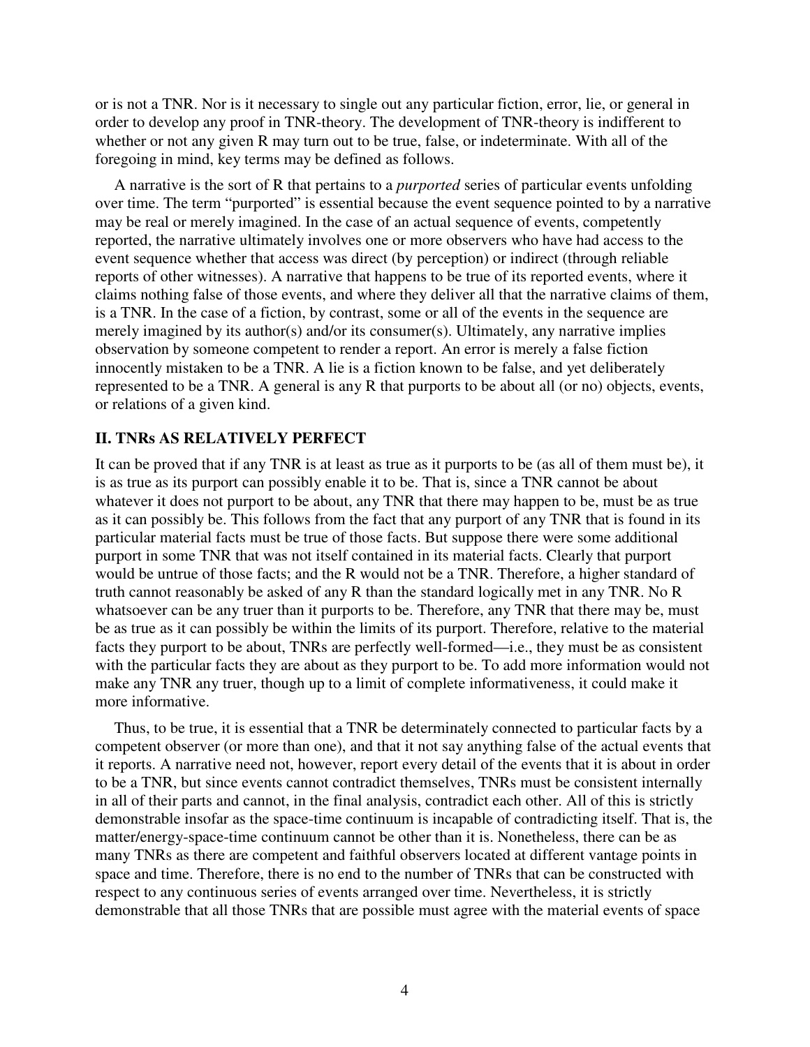or is not a TNR. Nor is it necessary to single out any particular fiction, error, lie, or general in order to develop any proof in TNR-theory. The development of TNR-theory is indifferent to whether or not any given R may turn out to be true, false, or indeterminate. With all of the foregoing in mind, key terms may be defined as follows.

A narrative is the sort of R that pertains to a *purported* series of particular events unfolding over time. The term "purported" is essential because the event sequence pointed to by a narrative may be real or merely imagined. In the case of an actual sequence of events, competently reported, the narrative ultimately involves one or more observers who have had access to the event sequence whether that access was direct (by perception) or indirect (through reliable reports of other witnesses). A narrative that happens to be true of its reported events, where it claims nothing false of those events, and where they deliver all that the narrative claims of them, is a TNR. In the case of a fiction, by contrast, some or all of the events in the sequence are merely imagined by its author(s) and/or its consumer(s). Ultimately, any narrative implies observation by someone competent to render a report. An error is merely a false fiction innocently mistaken to be a TNR. A lie is a fiction known to be false, and yet deliberately represented to be a TNR. A general is any R that purports to be about all (or no) objects, events, or relations of a given kind.

## II. TNRs AS RELATIVELY PERFECT

It can be proved that if any TNR is at least as true as it purports to be (as all of them must be), it is as true as its purport can possibly enable it to be. That is, since a TNR cannot be about whatever it does not purport to be about, any TNR that there may happen to be, must be as true as it can possibly be. This follows from the fact that any purport of any TNR that is found in its particular material facts must be true of those facts. But suppose there were some additional purport in some TNR that was not itself contained in its material facts. Clearly that purport would be untrue of those facts; and the R would not be a TNR. Therefore, a higher standard of truth cannot reasonably be asked of any R than the standard logically met in any TNR. No R whatsoever can be any truer than it purports to be. Therefore, any TNR that there may be, must be as true as it can possibly be within the limits of its purport. Therefore, relative to the material facts they purport to be about, TNRs are perfectly well-formed—i.e., they must be as consistent with the particular facts they are about as they purport to be. To add more information would not make any TNR any truer, though up to a limit of complete informativeness, it could make it more informative.

Thus, to be true, it is essential that a TNR be determinately connected to particular facts by a competent observer (or more than one), and that it not say anything false of the actual events that it reports. A narrative need not, however, report every detail of the events that it is about in order to be a TNR, but since events cannot contradict themselves, TNRs must be consistent internally in all of their parts and cannot, in the final analysis, contradict each other. All of this is strictly demonstrable insofar as the space-time continuum is incapable of contradicting itself. That is, the matter/energy-space-time continuum cannot be other than it is. Nonetheless, there can be as many TNRs as there are competent and faithful observers located at different vantage points in space and time. Therefore, there is no end to the number of TNRs that can be constructed with respect to any continuous series of events arranged over time. Nevertheless, it is strictly demonstrable that all those TNRs that are possible must agree with the material events of space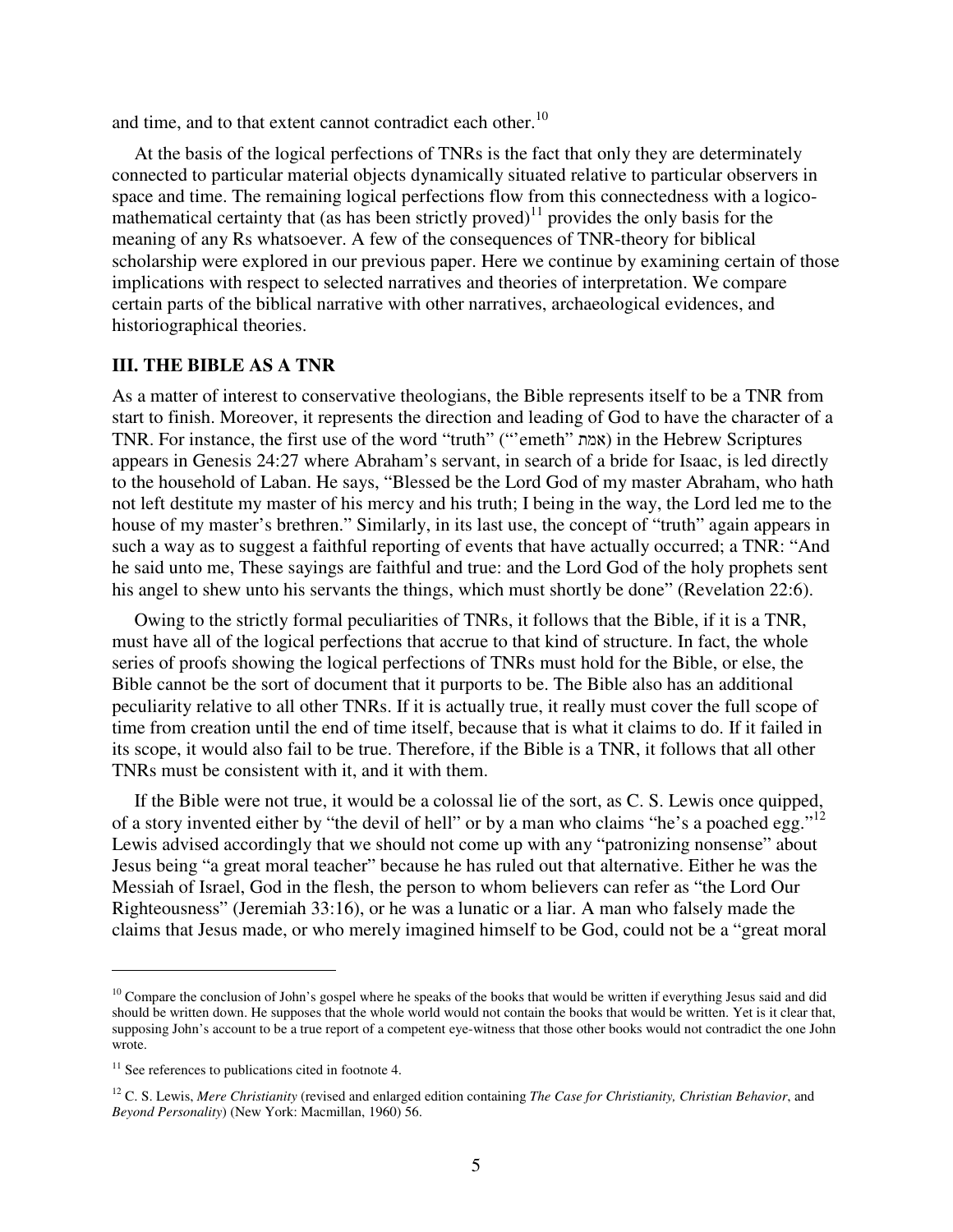and time, and to that extent cannot contradict each other.[10]

At the basis of the logical perfections of TNRs is the fact that only they are determinately connected to particular material objects dynamically situated relative to particular observers in space and time. The remaining logical perfections flow from this connectedness with a logico-mathematical certainty that (as has been strictly proved)[11] provides the only basis for the meaning of any Rs whatsoever. A few of the consequences of TNR-theory for biblical scholarship were explored in our previous paper. Here we continue by examining certain of those implications with respect to selected narratives and theories of interpretation. We compare certain parts of the biblical narrative with other narratives, archaeological evidences, and historiographical theories.

### III. THE BIBLE AS A TNR

As a matter of interest to conservative theologians, the Bible represents itself to be a TNR from start to finish. Moreover, it represents the direction and leading of God to have the character of a TNR. For instance, the first use of the word "truth" ("'emeth" אמת) in the Hebrew Scriptures appears in Genesis 24:27 where Abraham's servant, in search of a bride for Isaac, is led directly to the household of Laban. He says, "Blessed be the Lord God of my master Abraham, who hath not left destitute my master of his mercy and his truth; I being in the way, the Lord led me to the house of my master's brethren." Similarly, in its last use, the concept of "truth" again appears in such a way as to suggest a faithful reporting of events that have actually occurred; a TNR: "And he said unto me, These sayings are faithful and true: and the Lord God of the holy prophets sent his angel to shew unto his servants the things, which must shortly be done" (Revelation 22:6).

Owing to the strictly formal peculiarities of TNRs, it follows that the Bible, if it is a TNR, must have all of the logical perfections that accrue to that kind of structure. In fact, the whole series of proofs showing the logical perfections of TNRs must hold for the Bible, or else, the Bible cannot be the sort of document that it purports to be. The Bible also has an additional peculiarity relative to all other TNRs. If it is actually true, it really must cover the full scope of time from creation until the end of time itself, because that is what it claims to do. If it failed in its scope, it would also fail to be true. Therefore, if the Bible is a TNR, it follows that all other TNRs must be consistent with it, and it with them.

If the Bible were not true, it would be a colossal lie of the sort, as C. S. Lewis once quipped, of a story invented either by "the devil of hell" or by a man who claims "he's a poached egg."[12] Lewis advised accordingly that we should not come up with any "patronizing nonsense" about Jesus being "a great moral teacher" because he has ruled out that alternative. Either he was the Messiah of Israel, God in the flesh, the person to whom believers can refer as "the Lord Our Righteousness" (Jeremiah 33:16), or he was a lunatic or a liar. A man who falsely made the claims that Jesus made, or who merely imagined himself to be God, could not be a "great moral

---

[10] Compare the conclusion of John's gospel where he speaks of the books that would be written if everything Jesus said and did should be written down. He supposes that the whole world would not contain the books that would be written. Yet is it clear that, supposing John's account to be a true report of a competent eye-witness that those other books would not contradict the one John wrote.

[11] See references to publications cited in footnote 4.

[12] C. S. Lewis, *Mere Christianity* (revised and enlarged edition containing *The Case for Christianity, Christian Behavior*, and *Beyond Personality*) (New York: Macmillan, 1960) 56.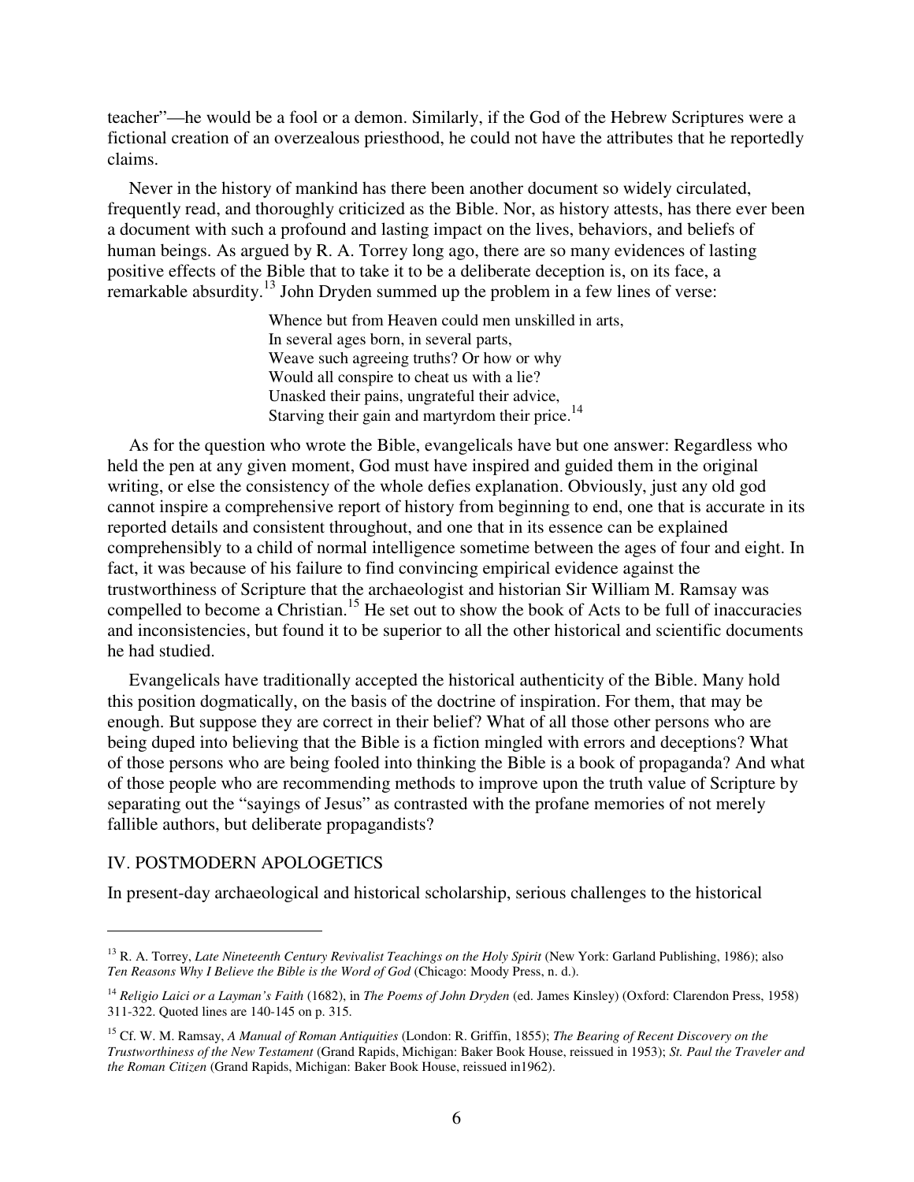teacher"—he would be a fool or a demon. Similarly, if the God of the Hebrew Scriptures were a fictional creation of an overzealous priesthood, he could not have the attributes that he reportedly claims.

Never in the history of mankind has there been another document so widely circulated, frequently read, and thoroughly criticized as the Bible. Nor, as history attests, has there ever been a document with such a profound and lasting impact on the lives, behaviors, and beliefs of human beings. As argued by R. A. Torrey long ago, there are so many evidences of lasting positive effects of the Bible that to take it to be a deliberate deception is, on its face, a remarkable absurdity.[13] John Dryden summed up the problem in a few lines of verse:

> Whence but from Heaven could men unskilled in arts,
> In several ages born, in several parts,
> Weave such agreeing truths? Or how or why
> Would all conspire to cheat us with a lie?
> Unasked their pains, ungrateful their advice,
> Starving their gain and martyrdom their price.[14]

As for the question who wrote the Bible, evangelicals have but one answer: Regardless who held the pen at any given moment, God must have inspired and guided them in the original writing, or else the consistency of the whole defies explanation. Obviously, just any old god cannot inspire a comprehensive report of history from beginning to end, one that is accurate in its reported details and consistent throughout, and one that in its essence can be explained comprehensibly to a child of normal intelligence sometime between the ages of four and eight. In fact, it was because of his failure to find convincing empirical evidence against the trustworthiness of Scripture that the archaeologist and historian Sir William M. Ramsay was compelled to become a Christian.[15] He set out to show the book of Acts to be full of inaccuracies and inconsistencies, but found it to be superior to all the other historical and scientific documents he had studied.

Evangelicals have traditionally accepted the historical authenticity of the Bible. Many hold this position dogmatically, on the basis of the doctrine of inspiration. For them, that may be enough. But suppose they are correct in their belief? What of all those other persons who are being duped into believing that the Bible is a fiction mingled with errors and deceptions? What of those persons who are being fooled into thinking the Bible is a book of propaganda? And what of those people who are recommending methods to improve upon the truth value of Scripture by separating out the "sayings of Jesus" as contrasted with the profane memories of not merely fallible authors, but deliberate propagandists?

## IV. POSTMODERN APOLOGETICS

In present-day archaeological and historical scholarship, serious challenges to the historical

---

[13] R. A. Torrey, *Late Nineteenth Century Revivalist Teachings on the Holy Spirit* (New York: Garland Publishing, 1986); also *Ten Reasons Why I Believe the Bible is the Word of God* (Chicago: Moody Press, n. d.).

[14] *Religio Laici or a Layman's Faith* (1682), in *The Poems of John Dryden* (ed. James Kinsley) (Oxford: Clarendon Press, 1958) 311-322. Quoted lines are 140-145 on p. 315.

[15] Cf. W. M. Ramsay, *A Manual of Roman Antiquities* (London: R. Griffin, 1855); *The Bearing of Recent Discovery on the Trustworthiness of the New Testament* (Grand Rapids, Michigan: Baker Book House, reissued in 1953); *St. Paul the Traveler and the Roman Citizen* (Grand Rapids, Michigan: Baker Book House, reissued in1962).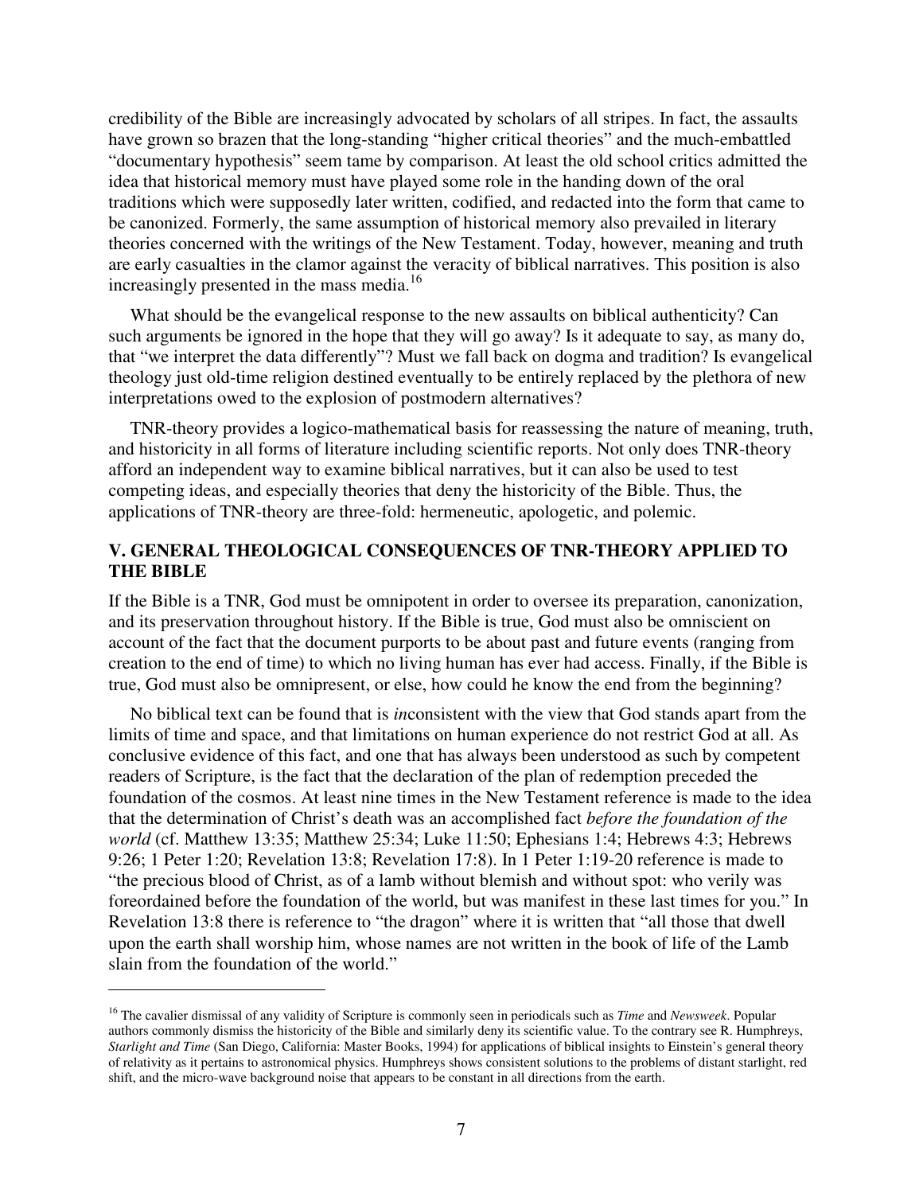credibility of the Bible are increasingly advocated by scholars of all stripes. In fact, the assaults have grown so brazen that the long-standing "higher critical theories" and the much-embattled "documentary hypothesis" seem tame by comparison. At least the old school critics admitted the idea that historical memory must have played some role in the handing down of the oral traditions which were supposedly later written, codified, and redacted into the form that came to be canonized. Formerly, the same assumption of historical memory also prevailed in literary theories concerned with the writings of the New Testament. Today, however, meaning and truth are early casualties in the clamor against the veracity of biblical narratives. This position is also increasingly presented in the mass media.[16]

What should be the evangelical response to the new assaults on biblical authenticity? Can such arguments be ignored in the hope that they will go away? Is it adequate to say, as many do, that "we interpret the data differently"? Must we fall back on dogma and tradition? Is evangelical theology just old-time religion destined eventually to be entirely replaced by the plethora of new interpretations owed to the explosion of postmodern alternatives?

TNR-theory provides a logico-mathematical basis for reassessing the nature of meaning, truth, and historicity in all forms of literature including scientific reports. Not only does TNR-theory afford an independent way to examine biblical narratives, but it can also be used to test competing ideas, and especially theories that deny the historicity of the Bible. Thus, the applications of TNR-theory are three-fold: hermeneutic, apologetic, and polemic.

## V. GENERAL THEOLOGICAL CONSEQUENCES OF TNR-THEORY APPLIED TO THE BIBLE

If the Bible is a TNR, God must be omnipotent in order to oversee its preparation, canonization, and its preservation throughout history. If the Bible is true, God must also be omniscient on account of the fact that the document purports to be about past and future events (ranging from creation to the end of time) to which no living human has ever had access. Finally, if the Bible is true, God must also be omnipresent, or else, how could he know the end from the beginning?

No biblical text can be found that is *in*consistent with the view that God stands apart from the limits of time and space, and that limitations on human experience do not restrict God at all. As conclusive evidence of this fact, and one that has always been understood as such by competent readers of Scripture, is the fact that the declaration of the plan of redemption preceded the foundation of the cosmos. At least nine times in the New Testament reference is made to the idea that the determination of Christ's death was an accomplished fact *before the foundation of the world* (cf. Matthew 13:35; Matthew 25:34; Luke 11:50; Ephesians 1:4; Hebrews 4:3; Hebrews 9:26; 1 Peter 1:20; Revelation 13:8; Revelation 17:8). In 1 Peter 1:19-20 reference is made to "the precious blood of Christ, as of a lamb without blemish and without spot: who verily was foreordained before the foundation of the world, but was manifest in these last times for you." In Revelation 13:8 there is reference to "the dragon" where it is written that "all those that dwell upon the earth shall worship him, whose names are not written in the book of life of the Lamb slain from the foundation of the world."

---

[16] The cavalier dismissal of any validity of Scripture is commonly seen in periodicals such as *Time* and *Newsweek*. Popular authors commonly dismiss the historicity of the Bible and similarly deny its scientific value. To the contrary see R. Humphreys, *Starlight and Time* (San Diego, California: Master Books, 1994) for applications of biblical insights to Einstein's general theory of relativity as it pertains to astronomical physics. Humphreys shows consistent solutions to the problems of distant starlight, red shift, and the micro-wave background noise that appears to be constant in all directions from the earth.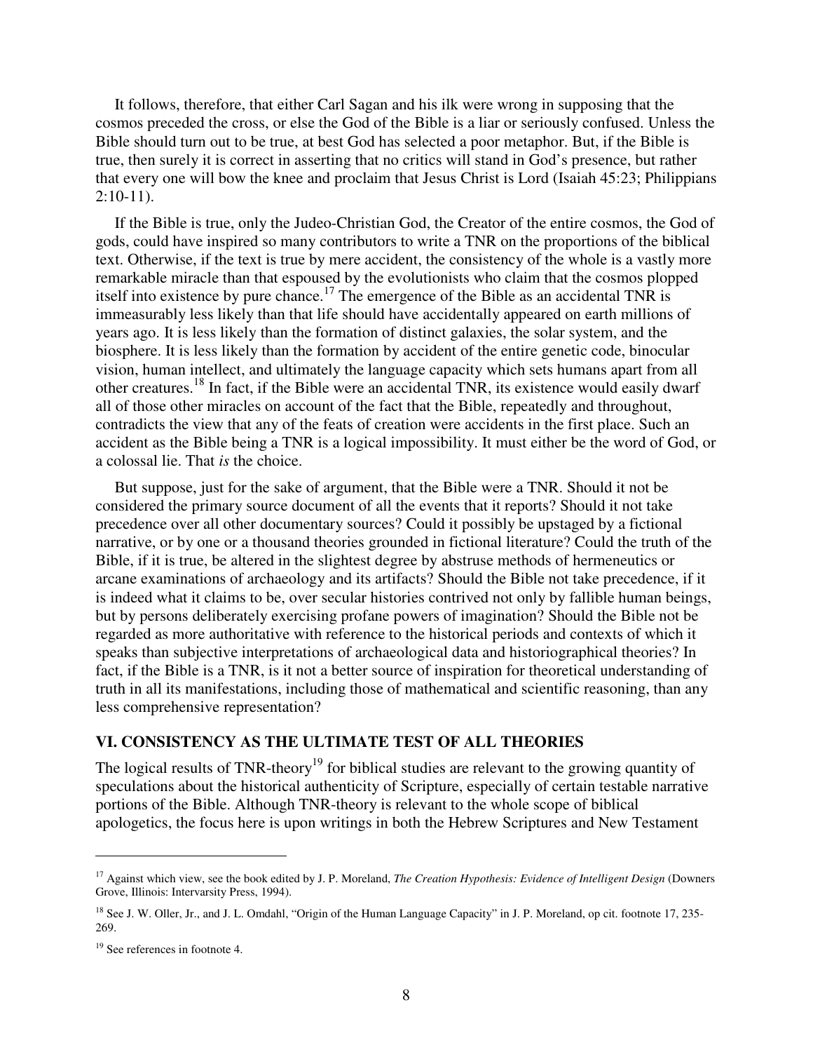It follows, therefore, that either Carl Sagan and his ilk were wrong in supposing that the cosmos preceded the cross, or else the God of the Bible is a liar or seriously confused. Unless the Bible should turn out to be true, at best God has selected a poor metaphor. But, if the Bible is true, then surely it is correct in asserting that no critics will stand in God's presence, but rather that every one will bow the knee and proclaim that Jesus Christ is Lord (Isaiah 45:23; Philippians 2:10-11).

If the Bible is true, only the Judeo-Christian God, the Creator of the entire cosmos, the God of gods, could have inspired so many contributors to write a TNR on the proportions of the biblical text. Otherwise, if the text is true by mere accident, the consistency of the whole is a vastly more remarkable miracle than that espoused by the evolutionists who claim that the cosmos plopped itself into existence by pure chance.[17] The emergence of the Bible as an accidental TNR is immeasurably less likely than that life should have accidentally appeared on earth millions of years ago. It is less likely than the formation of distinct galaxies, the solar system, and the biosphere. It is less likely than the formation by accident of the entire genetic code, binocular vision, human intellect, and ultimately the language capacity which sets humans apart from all other creatures.[18] In fact, if the Bible were an accidental TNR, its existence would easily dwarf all of those other miracles on account of the fact that the Bible, repeatedly and throughout, contradicts the view that any of the feats of creation were accidents in the first place. Such an accident as the Bible being a TNR is a logical impossibility. It must either be the word of God, or a colossal lie. That *is* the choice.

But suppose, just for the sake of argument, that the Bible were a TNR. Should it not be considered the primary source document of all the events that it reports? Should it not take precedence over all other documentary sources? Could it possibly be upstaged by a fictional narrative, or by one or a thousand theories grounded in fictional literature? Could the truth of the Bible, if it is true, be altered in the slightest degree by abstruse methods of hermeneutics or arcane examinations of archaeology and its artifacts? Should the Bible not take precedence, if it is indeed what it claims to be, over secular histories contrived not only by fallible human beings, but by persons deliberately exercising profane powers of imagination? Should the Bible not be regarded as more authoritative with reference to the historical periods and contexts of which it speaks than subjective interpretations of archaeological data and historiographical theories? In fact, if the Bible is a TNR, is it not a better source of inspiration for theoretical understanding of truth in all its manifestations, including those of mathematical and scientific reasoning, than any less comprehensive representation?

## VI. CONSISTENCY AS THE ULTIMATE TEST OF ALL THEORIES

The logical results of TNR-theory[19] for biblical studies are relevant to the growing quantity of speculations about the historical authenticity of Scripture, especially of certain testable narrative portions of the Bible. Although TNR-theory is relevant to the whole scope of biblical apologetics, the focus here is upon writings in both the Hebrew Scriptures and New Testament

---

[17] Against which view, see the book edited by J. P. Moreland, *The Creation Hypothesis: Evidence of Intelligent Design* (Downers Grove, Illinois: Intervarsity Press, 1994).

[18] See J. W. Oller, Jr., and J. L. Omdahl, "Origin of the Human Language Capacity" in J. P. Moreland, op cit. footnote 17, 235-269.

[19] See references in footnote 4.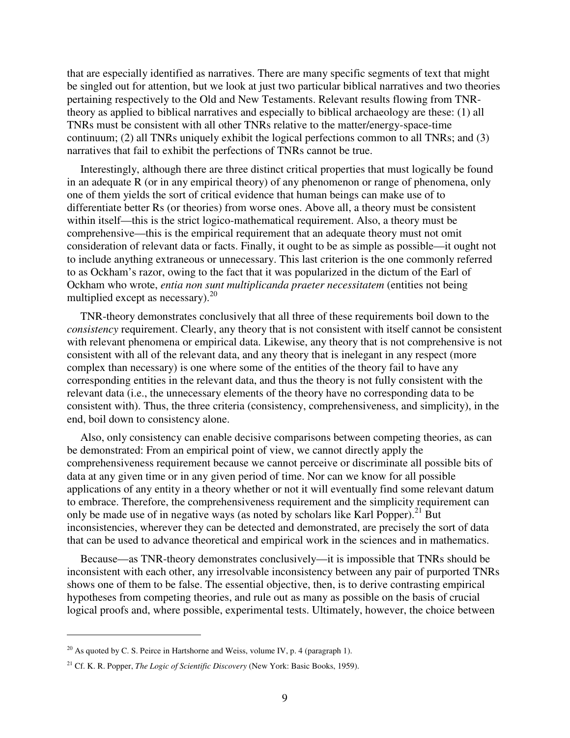that are especially identified as narratives. There are many specific segments of text that might be singled out for attention, but we look at just two particular biblical narratives and two theories pertaining respectively to the Old and New Testaments. Relevant results flowing from TNR-theory as applied to biblical narratives and especially to biblical archaeology are these: (1) all TNRs must be consistent with all other TNRs relative to the matter/energy-space-time continuum; (2) all TNRs uniquely exhibit the logical perfections common to all TNRs; and (3) narratives that fail to exhibit the perfections of TNRs cannot be true.

Interestingly, although there are three distinct critical properties that must logically be found in an adequate R (or in any empirical theory) of any phenomenon or range of phenomena, only one of them yields the sort of critical evidence that human beings can make use of to differentiate better Rs (or theories) from worse ones. Above all, a theory must be consistent within itself—this is the strict logico-mathematical requirement. Also, a theory must be comprehensive—this is the empirical requirement that an adequate theory must not omit consideration of relevant data or facts. Finally, it ought to be as simple as possible—it ought not to include anything extraneous or unnecessary. This last criterion is the one commonly referred to as Ockham's razor, owing to the fact that it was popularized in the dictum of the Earl of Ockham who wrote, *entia non sunt multiplicanda praeter necessitatem* (entities not being multiplied except as necessary).[20]

TNR-theory demonstrates conclusively that all three of these requirements boil down to the *consistency* requirement. Clearly, any theory that is not consistent with itself cannot be consistent with relevant phenomena or empirical data. Likewise, any theory that is not comprehensive is not consistent with all of the relevant data, and any theory that is inelegant in any respect (more complex than necessary) is one where some of the entities of the theory fail to have any corresponding entities in the relevant data, and thus the theory is not fully consistent with the relevant data (i.e., the unnecessary elements of the theory have no corresponding data to be consistent with). Thus, the three criteria (consistency, comprehensiveness, and simplicity), in the end, boil down to consistency alone.

Also, only consistency can enable decisive comparisons between competing theories, as can be demonstrated: From an empirical point of view, we cannot directly apply the comprehensiveness requirement because we cannot perceive or discriminate all possible bits of data at any given time or in any given period of time. Nor can we know for all possible applications of any entity in a theory whether or not it will eventually find some relevant datum to embrace. Therefore, the comprehensiveness requirement and the simplicity requirement can only be made use of in negative ways (as noted by scholars like Karl Popper).[21] But inconsistencies, wherever they can be detected and demonstrated, are precisely the sort of data that can be used to advance theoretical and empirical work in the sciences and in mathematics.

Because—as TNR-theory demonstrates conclusively—it is impossible that TNRs should be inconsistent with each other, any irresolvable inconsistency between any pair of purported TNRs shows one of them to be false. The essential objective, then, is to derive contrasting empirical hypotheses from competing theories, and rule out as many as possible on the basis of crucial logical proofs and, where possible, experimental tests. Ultimately, however, the choice between

---

[20] As quoted by C. S. Peirce in Hartshorne and Weiss, volume IV, p. 4 (paragraph 1).

[21] Cf. K. R. Popper, *The Logic of Scientific Discovery* (New York: Basic Books, 1959).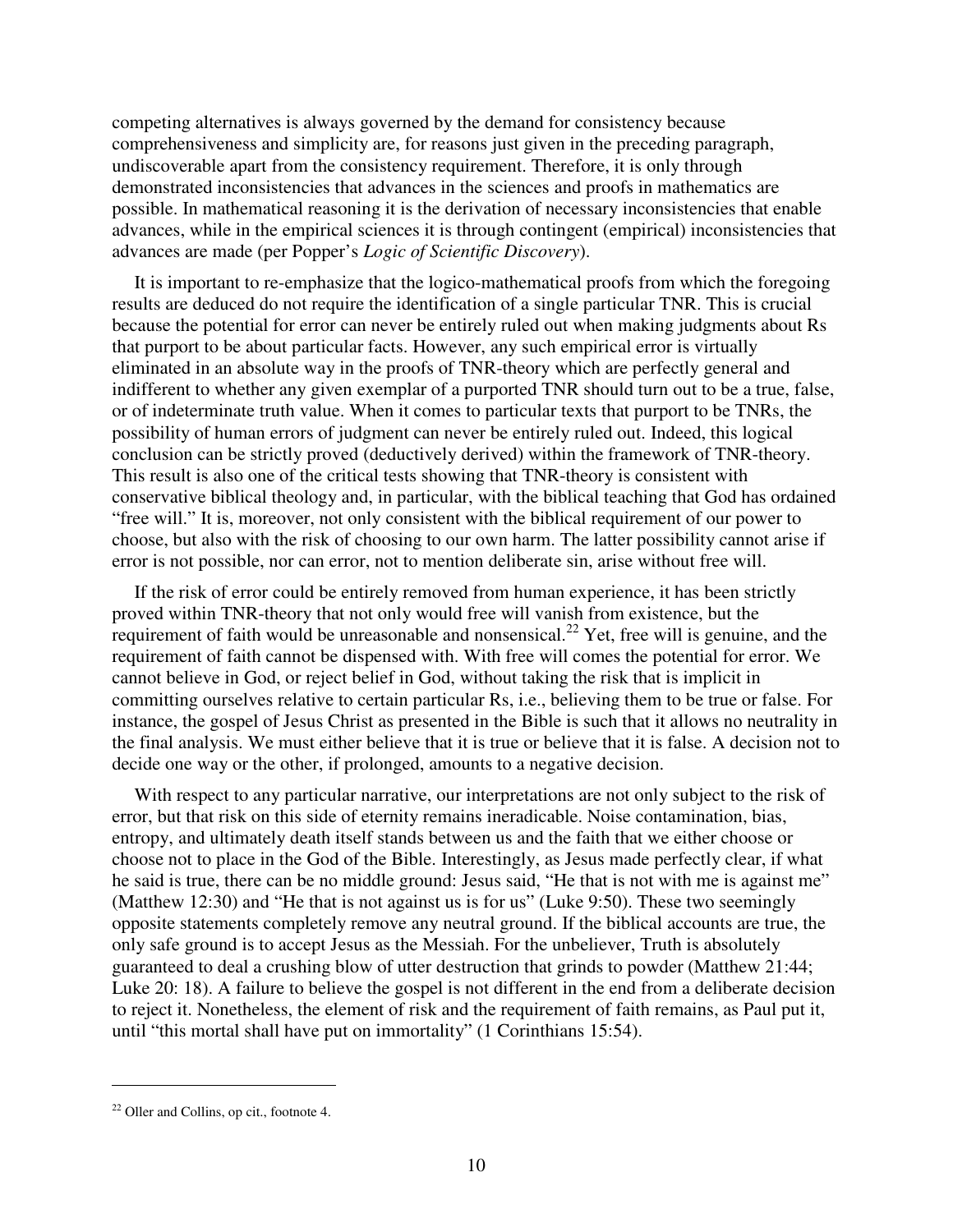competing alternatives is always governed by the demand for consistency because comprehensiveness and simplicity are, for reasons just given in the preceding paragraph, undiscoverable apart from the consistency requirement. Therefore, it is only through demonstrated inconsistencies that advances in the sciences and proofs in mathematics are possible. In mathematical reasoning it is the derivation of necessary inconsistencies that enable advances, while in the empirical sciences it is through contingent (empirical) inconsistencies that advances are made (per Popper's *Logic of Scientific Discovery*).

It is important to re-emphasize that the logico-mathematical proofs from which the foregoing results are deduced do not require the identification of a single particular TNR. This is crucial because the potential for error can never be entirely ruled out when making judgments about Rs that purport to be about particular facts. However, any such empirical error is virtually eliminated in an absolute way in the proofs of TNR-theory which are perfectly general and indifferent to whether any given exemplar of a purported TNR should turn out to be a true, false, or of indeterminate truth value. When it comes to particular texts that purport to be TNRs, the possibility of human errors of judgment can never be entirely ruled out. Indeed, this logical conclusion can be strictly proved (deductively derived) within the framework of TNR-theory. This result is also one of the critical tests showing that TNR-theory is consistent with conservative biblical theology and, in particular, with the biblical teaching that God has ordained "free will." It is, moreover, not only consistent with the biblical requirement of our power to choose, but also with the risk of choosing to our own harm. The latter possibility cannot arise if error is not possible, nor can error, not to mention deliberate sin, arise without free will.

If the risk of error could be entirely removed from human experience, it has been strictly proved within TNR-theory that not only would free will vanish from existence, but the requirement of faith would be unreasonable and nonsensical.[22] Yet, free will is genuine, and the requirement of faith cannot be dispensed with. With free will comes the potential for error. We cannot believe in God, or reject belief in God, without taking the risk that is implicit in committing ourselves relative to certain particular Rs, i.e., believing them to be true or false. For instance, the gospel of Jesus Christ as presented in the Bible is such that it allows no neutrality in the final analysis. We must either believe that it is true or believe that it is false. A decision not to decide one way or the other, if prolonged, amounts to a negative decision.

With respect to any particular narrative, our interpretations are not only subject to the risk of error, but that risk on this side of eternity remains ineradicable. Noise contamination, bias, entropy, and ultimately death itself stands between us and the faith that we either choose or choose not to place in the God of the Bible. Interestingly, as Jesus made perfectly clear, if what he said is true, there can be no middle ground: Jesus said, "He that is not with me is against me" (Matthew 12:30) and "He that is not against us is for us" (Luke 9:50). These two seemingly opposite statements completely remove any neutral ground. If the biblical accounts are true, the only safe ground is to accept Jesus as the Messiah. For the unbeliever, Truth is absolutely guaranteed to deal a crushing blow of utter destruction that grinds to powder (Matthew 21:44; Luke 20: 18). A failure to believe the gospel is not different in the end from a deliberate decision to reject it. Nonetheless, the element of risk and the requirement of faith remains, as Paul put it, until "this mortal shall have put on immortality" (1 Corinthians 15:54).

---

[22] Oller and Collins, op cit., footnote 4.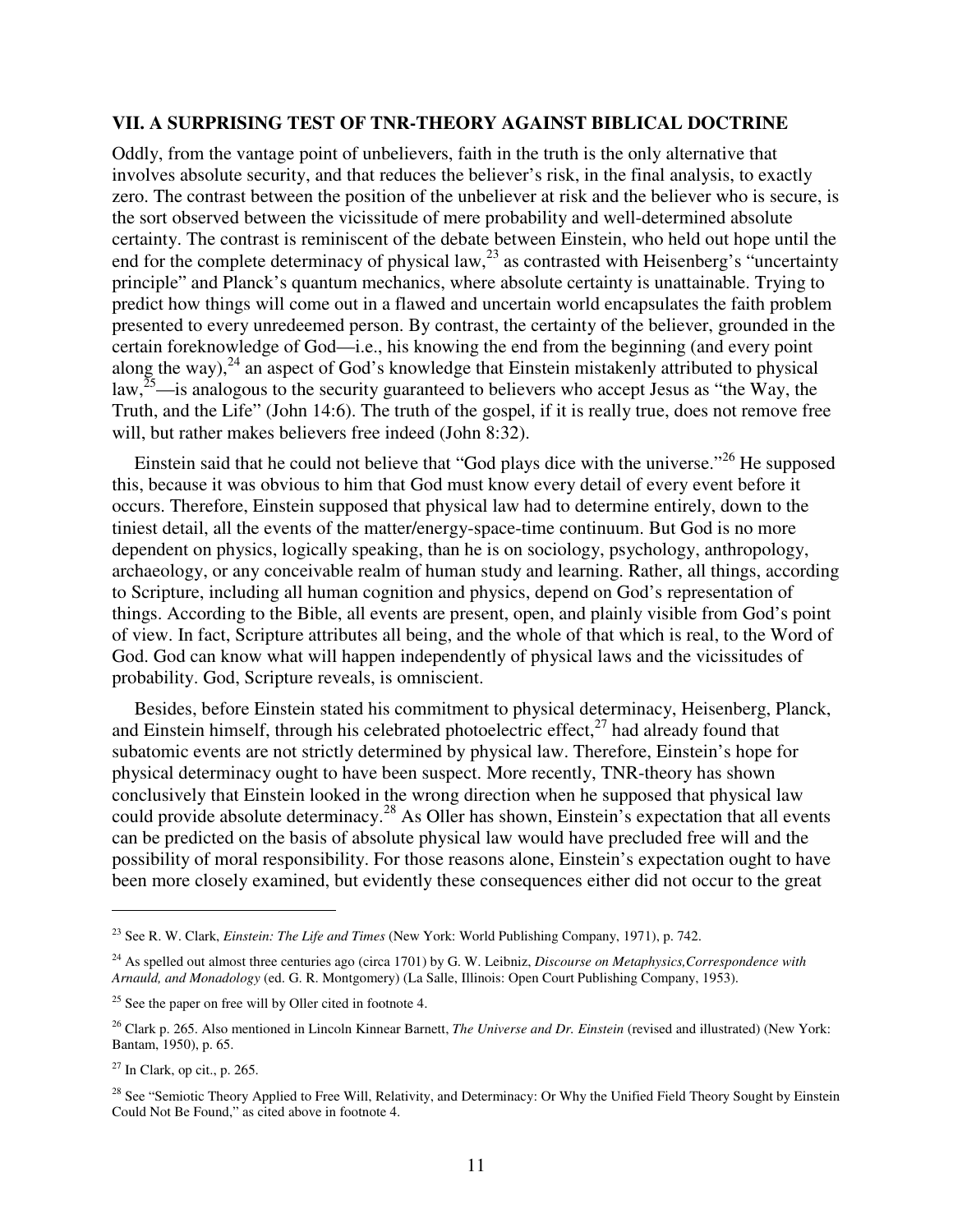## VII. A SURPRISING TEST OF TNR-THEORY AGAINST BIBLICAL DOCTRINE

Oddly, from the vantage point of unbelievers, faith in the truth is the only alternative that involves absolute security, and that reduces the believer's risk, in the final analysis, to exactly zero. The contrast between the position of the unbeliever at risk and the believer who is secure, is the sort observed between the vicissitude of mere probability and well-determined absolute certainty. The contrast is reminiscent of the debate between Einstein, who held out hope until the end for the complete determinacy of physical law,[23] as contrasted with Heisenberg's "uncertainty principle" and Planck's quantum mechanics, where absolute certainty is unattainable. Trying to predict how things will come out in a flawed and uncertain world encapsulates the faith problem presented to every unredeemed person. By contrast, the certainty of the believer, grounded in the certain foreknowledge of God—i.e., his knowing the end from the beginning (and every point along the way),[24] an aspect of God's knowledge that Einstein mistakenly attributed to physical law,[25]—is analogous to the security guaranteed to believers who accept Jesus as "the Way, the Truth, and the Life" (John 14:6). The truth of the gospel, if it is really true, does not remove free will, but rather makes believers free indeed (John 8:32).

Einstein said that he could not believe that "God plays dice with the universe."[26] He supposed this, because it was obvious to him that God must know every detail of every event before it occurs. Therefore, Einstein supposed that physical law had to determine entirely, down to the tiniest detail, all the events of the matter/energy-space-time continuum. But God is no more dependent on physics, logically speaking, than he is on sociology, psychology, anthropology, archaeology, or any conceivable realm of human study and learning. Rather, all things, according to Scripture, including all human cognition and physics, depend on God's representation of things. According to the Bible, all events are present, open, and plainly visible from God's point of view. In fact, Scripture attributes all being, and the whole of that which is real, to the Word of God. God can know what will happen independently of physical laws and the vicissitudes of probability. God, Scripture reveals, is omniscient.

Besides, before Einstein stated his commitment to physical determinacy, Heisenberg, Planck, and Einstein himself, through his celebrated photoelectric effect,[27] had already found that subatomic events are not strictly determined by physical law. Therefore, Einstein's hope for physical determinacy ought to have been suspect. More recently, TNR-theory has shown conclusively that Einstein looked in the wrong direction when he supposed that physical law could provide absolute determinacy.[28] As Oller has shown, Einstein's expectation that all events can be predicted on the basis of absolute physical law would have precluded free will and the possibility of moral responsibility. For those reasons alone, Einstein's expectation ought to have been more closely examined, but evidently these consequences either did not occur to the great

---

[23] See R. W. Clark, *Einstein: The Life and Times* (New York: World Publishing Company, 1971), p. 742.

[24] As spelled out almost three centuries ago (circa 1701) by G. W. Leibniz, *Discourse on Metaphysics,Correspondence with Arnauld, and Monadology* (ed. G. R. Montgomery) (La Salle, Illinois: Open Court Publishing Company, 1953).

[25] See the paper on free will by Oller cited in footnote 4.

[26] Clark p. 265. Also mentioned in Lincoln Kinnear Barnett, *The Universe and Dr. Einstein* (revised and illustrated) (New York: Bantam, 1950), p. 65.

[27] In Clark, op cit., p. 265.

[28] See "Semiotic Theory Applied to Free Will, Relativity, and Determinacy: Or Why the Unified Field Theory Sought by Einstein Could Not Be Found," as cited above in footnote 4.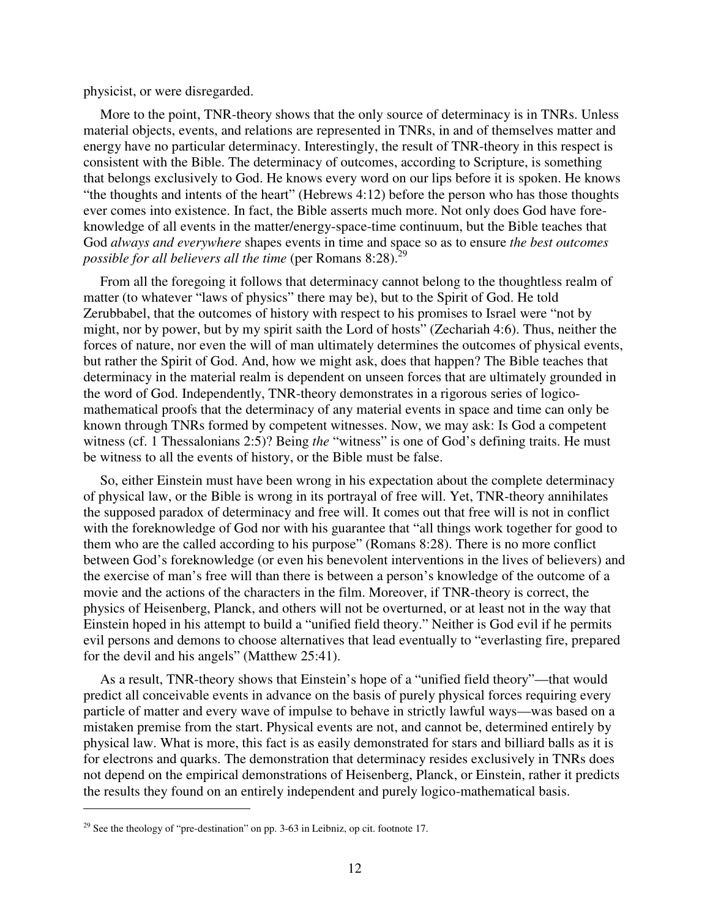physicist, or were disregarded.

More to the point, TNR-theory shows that the only source of determinacy is in TNRs. Unless material objects, events, and relations are represented in TNRs, in and of themselves matter and energy have no particular determinacy. Interestingly, the result of TNR-theory in this respect is consistent with the Bible. The determinacy of outcomes, according to Scripture, is something that belongs exclusively to God. He knows every word on our lips before it is spoken. He knows "the thoughts and intents of the heart" (Hebrews 4:12) before the person who has those thoughts ever comes into existence. In fact, the Bible asserts much more. Not only does God have foreknowledge of all events in the matter/energy-space-time continuum, but the Bible teaches that God *always and everywhere* shapes events in time and space so as to ensure *the best outcomes possible for all believers all the time* (per Romans 8:28).[29]

From all the foregoing it follows that determinacy cannot belong to the thoughtless realm of matter (to whatever "laws of physics" there may be), but to the Spirit of God. He told Zerubbabel, that the outcomes of history with respect to his promises to Israel were "not by might, nor by power, but by my spirit saith the Lord of hosts" (Zechariah 4:6). Thus, neither the forces of nature, nor even the will of man ultimately determines the outcomes of physical events, but rather the Spirit of God. And, how we might ask, does that happen? The Bible teaches that determinacy in the material realm is dependent on unseen forces that are ultimately grounded in the word of God. Independently, TNR-theory demonstrates in a rigorous series of logico-mathematical proofs that the determinacy of any material events in space and time can only be known through TNRs formed by competent witnesses. Now, we may ask: Is God a competent witness (cf. 1 Thessalonians 2:5)? Being *the* "witness" is one of God's defining traits. He must be witness to all the events of history, or the Bible must be false.

So, either Einstein must have been wrong in his expectation about the complete determinacy of physical law, or the Bible is wrong in its portrayal of free will. Yet, TNR-theory annihilates the supposed paradox of determinacy and free will. It comes out that free will is not in conflict with the foreknowledge of God nor with his guarantee that "all things work together for good to them who are the called according to his purpose" (Romans 8:28). There is no more conflict between God's foreknowledge (or even his benevolent interventions in the lives of believers) and the exercise of man's free will than there is between a person's knowledge of the outcome of a movie and the actions of the characters in the film. Moreover, if TNR-theory is correct, the physics of Heisenberg, Planck, and others will not be overturned, or at least not in the way that Einstein hoped in his attempt to build a "unified field theory." Neither is God evil if he permits evil persons and demons to choose alternatives that lead eventually to "everlasting fire, prepared for the devil and his angels" (Matthew 25:41).

As a result, TNR-theory shows that Einstein's hope of a "unified field theory"—that would predict all conceivable events in advance on the basis of purely physical forces requiring every particle of matter and every wave of impulse to behave in strictly lawful ways—was based on a mistaken premise from the start. Physical events are not, and cannot be, determined entirely by physical law. What is more, this fact is as easily demonstrated for stars and billiard balls as it is for electrons and quarks. The demonstration that determinacy resides exclusively in TNRs does not depend on the empirical demonstrations of Heisenberg, Planck, or Einstein, rather it predicts the results they found on an entirely independent and purely logico-mathematical basis.

---

[29] See the theology of "pre-destination" on pp. 3-63 in Leibniz, op cit. footnote 17.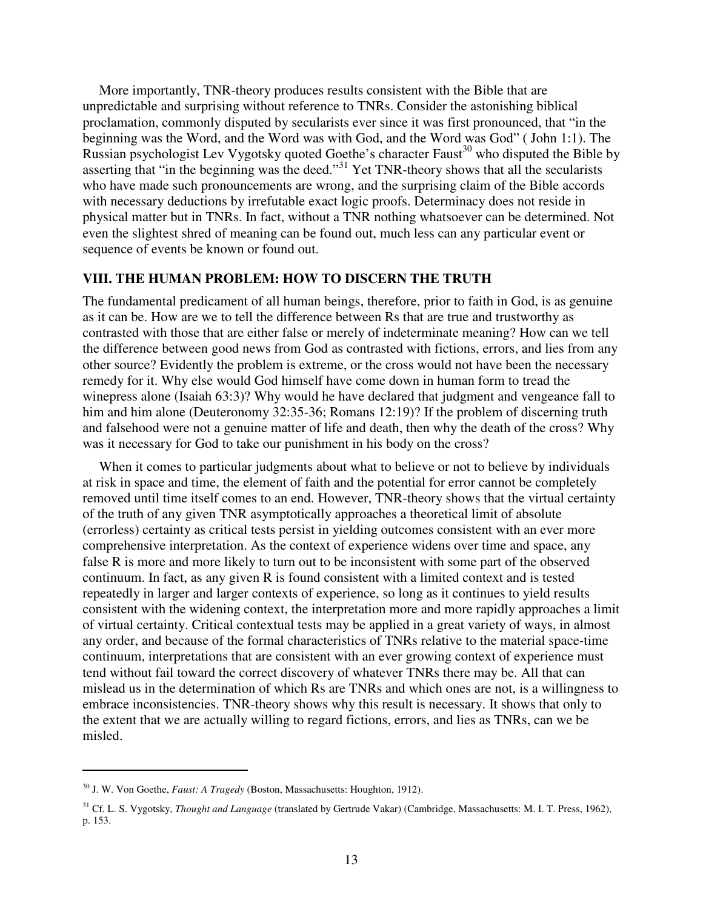More importantly, TNR-theory produces results consistent with the Bible that are unpredictable and surprising without reference to TNRs. Consider the astonishing biblical proclamation, commonly disputed by secularists ever since it was first pronounced, that "in the beginning was the Word, and the Word was with God, and the Word was God" ( John 1:1). The Russian psychologist Lev Vygotsky quoted Goethe's character Faust[30] who disputed the Bible by asserting that "in the beginning was the deed."[31] Yet TNR-theory shows that all the secularists who have made such pronouncements are wrong, and the surprising claim of the Bible accords with necessary deductions by irrefutable exact logic proofs. Determinacy does not reside in physical matter but in TNRs. In fact, without a TNR nothing whatsoever can be determined. Not even the slightest shred of meaning can be found out, much less can any particular event or sequence of events be known or found out.

## VIII. THE HUMAN PROBLEM: HOW TO DISCERN THE TRUTH

The fundamental predicament of all human beings, therefore, prior to faith in God, is as genuine as it can be. How are we to tell the difference between Rs that are true and trustworthy as contrasted with those that are either false or merely of indeterminate meaning? How can we tell the difference between good news from God as contrasted with fictions, errors, and lies from any other source? Evidently the problem is extreme, or the cross would not have been the necessary remedy for it. Why else would God himself have come down in human form to tread the winepress alone (Isaiah 63:3)? Why would he have declared that judgment and vengeance fall to him and him alone (Deuteronomy 32:35-36; Romans 12:19)? If the problem of discerning truth and falsehood were not a genuine matter of life and death, then why the death of the cross? Why was it necessary for God to take our punishment in his body on the cross?

When it comes to particular judgments about what to believe or not to believe by individuals at risk in space and time, the element of faith and the potential for error cannot be completely removed until time itself comes to an end. However, TNR-theory shows that the virtual certainty of the truth of any given TNR asymptotically approaches a theoretical limit of absolute (errorless) certainty as critical tests persist in yielding outcomes consistent with an ever more comprehensive interpretation. As the context of experience widens over time and space, any false R is more and more likely to turn out to be inconsistent with some part of the observed continuum. In fact, as any given R is found consistent with a limited context and is tested repeatedly in larger and larger contexts of experience, so long as it continues to yield results consistent with the widening context, the interpretation more and more rapidly approaches a limit of virtual certainty. Critical contextual tests may be applied in a great variety of ways, in almost any order, and because of the formal characteristics of TNRs relative to the material space-time continuum, interpretations that are consistent with an ever growing context of experience must tend without fail toward the correct discovery of whatever TNRs there may be. All that can mislead us in the determination of which Rs are TNRs and which ones are not, is a willingness to embrace inconsistencies. TNR-theory shows why this result is necessary. It shows that only to the extent that we are actually willing to regard fictions, errors, and lies as TNRs, can we be misled.

---

[30] J. W. Von Goethe, *Faust: A Tragedy* (Boston, Massachusetts: Houghton, 1912).

[31] Cf. L. S. Vygotsky, *Thought and Language* (translated by Gertrude Vakar) (Cambridge, Massachusetts: M. I. T. Press, 1962), p. 153.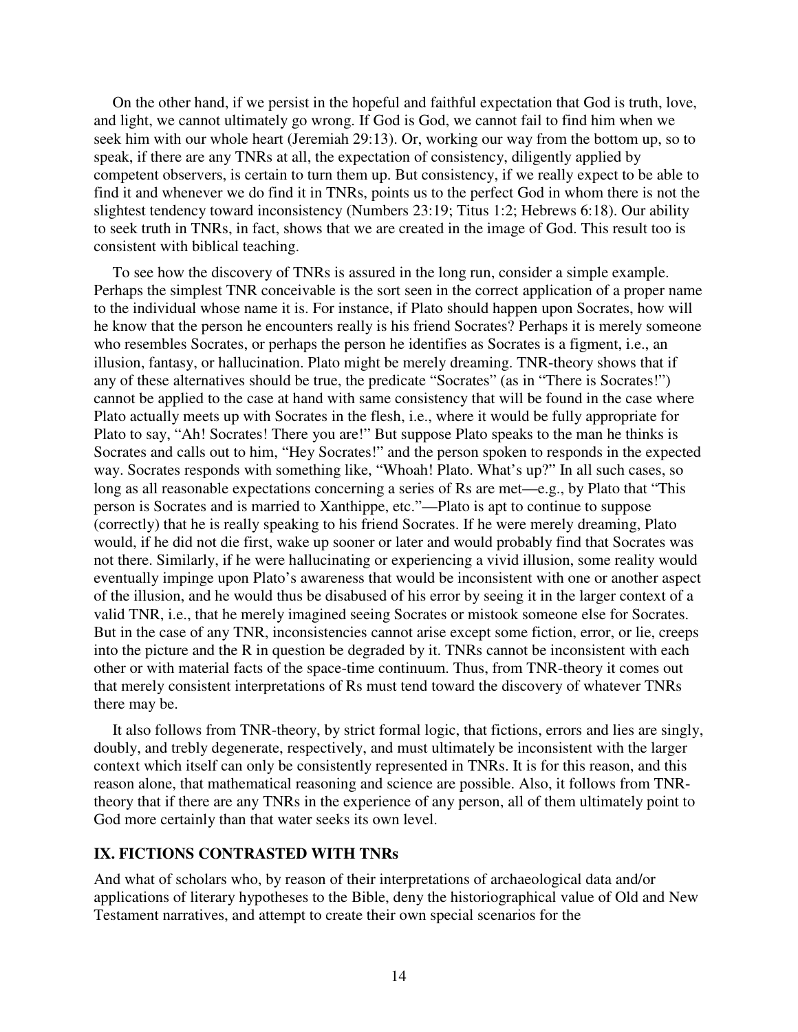On the other hand, if we persist in the hopeful and faithful expectation that God is truth, love, and light, we cannot ultimately go wrong. If God is God, we cannot fail to find him when we seek him with our whole heart (Jeremiah 29:13). Or, working our way from the bottom up, so to speak, if there are any TNRs at all, the expectation of consistency, diligently applied by competent observers, is certain to turn them up. But consistency, if we really expect to be able to find it and whenever we do find it in TNRs, points us to the perfect God in whom there is not the slightest tendency toward inconsistency (Numbers 23:19; Titus 1:2; Hebrews 6:18). Our ability to seek truth in TNRs, in fact, shows that we are created in the image of God. This result too is consistent with biblical teaching.

To see how the discovery of TNRs is assured in the long run, consider a simple example. Perhaps the simplest TNR conceivable is the sort seen in the correct application of a proper name to the individual whose name it is. For instance, if Plato should happen upon Socrates, how will he know that the person he encounters really is his friend Socrates? Perhaps it is merely someone who resembles Socrates, or perhaps the person he identifies as Socrates is a figment, i.e., an illusion, fantasy, or hallucination. Plato might be merely dreaming. TNR-theory shows that if any of these alternatives should be true, the predicate "Socrates" (as in "There is Socrates!") cannot be applied to the case at hand with same consistency that will be found in the case where Plato actually meets up with Socrates in the flesh, i.e., where it would be fully appropriate for Plato to say, "Ah! Socrates! There you are!" But suppose Plato speaks to the man he thinks is Socrates and calls out to him, "Hey Socrates!" and the person spoken to responds in the expected way. Socrates responds with something like, "Whoah! Plato. What's up?" In all such cases, so long as all reasonable expectations concerning a series of Rs are met—e.g., by Plato that "This person is Socrates and is married to Xanthippe, etc."—Plato is apt to continue to suppose (correctly) that he is really speaking to his friend Socrates. If he were merely dreaming, Plato would, if he did not die first, wake up sooner or later and would probably find that Socrates was not there. Similarly, if he were hallucinating or experiencing a vivid illusion, some reality would eventually impinge upon Plato's awareness that would be inconsistent with one or another aspect of the illusion, and he would thus be disabused of his error by seeing it in the larger context of a valid TNR, i.e., that he merely imagined seeing Socrates or mistook someone else for Socrates. But in the case of any TNR, inconsistencies cannot arise except some fiction, error, or lie, creeps into the picture and the R in question be degraded by it. TNRs cannot be inconsistent with each other or with material facts of the space-time continuum. Thus, from TNR-theory it comes out that merely consistent interpretations of Rs must tend toward the discovery of whatever TNRs there may be.

It also follows from TNR-theory, by strict formal logic, that fictions, errors and lies are singly, doubly, and trebly degenerate, respectively, and must ultimately be inconsistent with the larger context which itself can only be consistently represented in TNRs. It is for this reason, and this reason alone, that mathematical reasoning and science are possible. Also, it follows from TNR-theory that if there are any TNRs in the experience of any person, all of them ultimately point to God more certainly than that water seeks its own level.

## IX. FICTIONS CONTRASTED WITH TNRs

And what of scholars who, by reason of their interpretations of archaeological data and/or applications of literary hypotheses to the Bible, deny the historiographical value of Old and New Testament narratives, and attempt to create their own special scenarios for the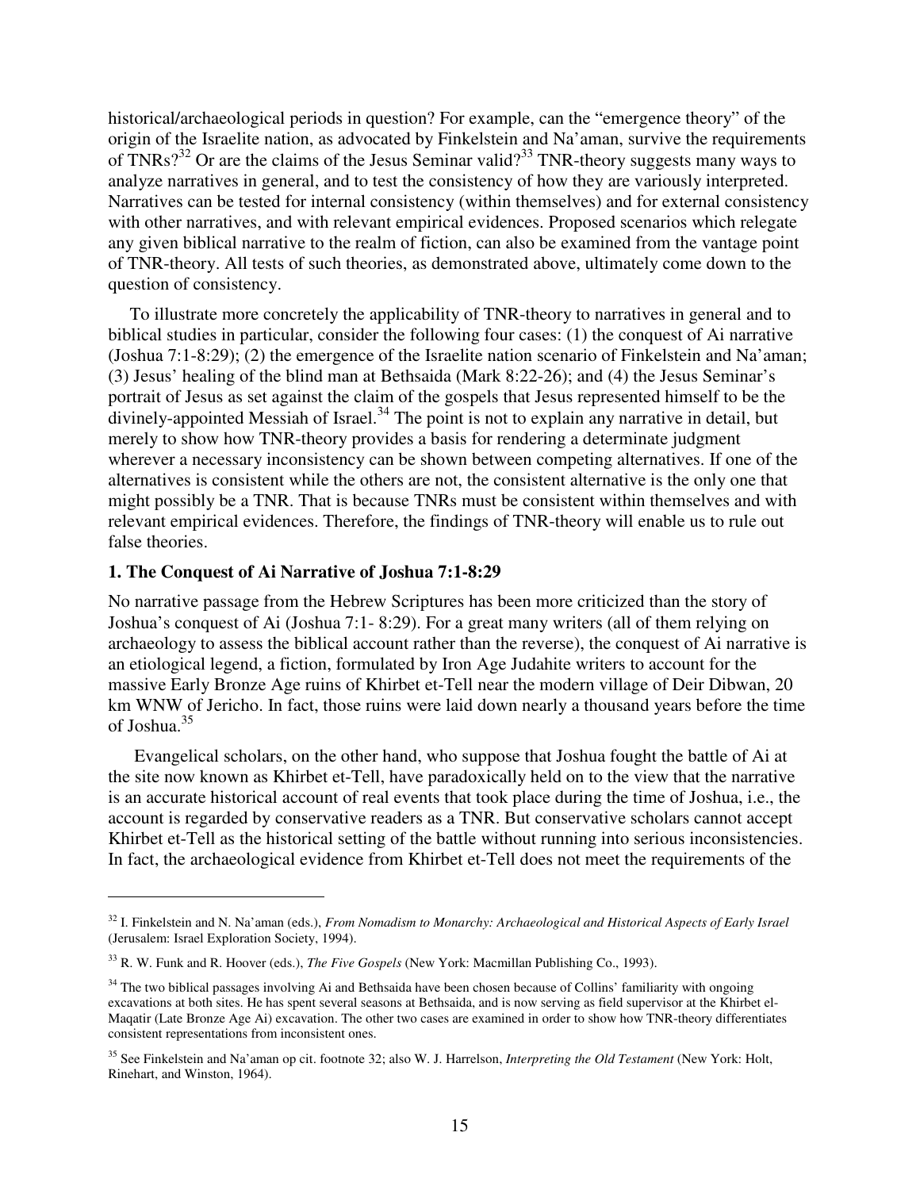historical/archaeological periods in question? For example, can the “emergence theory” of the origin of the Israelite nation, as advocated by Finkelstein and Na’aman, survive the requirements of TNRs?[32] Or are the claims of the Jesus Seminar valid?[33] TNR-theory suggests many ways to analyze narratives in general, and to test the consistency of how they are variously interpreted. Narratives can be tested for internal consistency (within themselves) and for external consistency with other narratives, and with relevant empirical evidences. Proposed scenarios which relegate any given biblical narrative to the realm of fiction, can also be examined from the vantage point of TNR-theory. All tests of such theories, as demonstrated above, ultimately come down to the question of consistency.

To illustrate more concretely the applicability of TNR-theory to narratives in general and to biblical studies in particular, consider the following four cases: (1) the conquest of Ai narrative (Joshua 7:1-8:29); (2) the emergence of the Israelite nation scenario of Finkelstein and Na’aman; (3) Jesus’ healing of the blind man at Bethsaida (Mark 8:22-26); and (4) the Jesus Seminar’s portrait of Jesus as set against the claim of the gospels that Jesus represented himself to be the divinely-appointed Messiah of Israel.[34] The point is not to explain any narrative in detail, but merely to show how TNR-theory provides a basis for rendering a determinate judgment wherever a necessary inconsistency can be shown between competing alternatives. If one of the alternatives is consistent while the others are not, the consistent alternative is the only one that might possibly be a TNR. That is because TNRs must be consistent within themselves and with relevant empirical evidences. Therefore, the findings of TNR-theory will enable us to rule out false theories.

### 1. The Conquest of Ai Narrative of Joshua 7:1-8:29

No narrative passage from the Hebrew Scriptures has been more criticized than the story of Joshua’s conquest of Ai (Joshua 7:1- 8:29). For a great many writers (all of them relying on archaeology to assess the biblical account rather than the reverse), the conquest of Ai narrative is an etiological legend, a fiction, formulated by Iron Age Judahite writers to account for the massive Early Bronze Age ruins of Khirbet et-Tell near the modern village of Deir Dibwan, 20 km WNW of Jericho. In fact, those ruins were laid down nearly a thousand years before the time of Joshua.[35]

Evangelical scholars, on the other hand, who suppose that Joshua fought the battle of Ai at the site now known as Khirbet et-Tell, have paradoxically held on to the view that the narrative is an accurate historical account of real events that took place during the time of Joshua, i.e., the account is regarded by conservative readers as a TNR. But conservative scholars cannot accept Khirbet et-Tell as the historical setting of the battle without running into serious inconsistencies. In fact, the archaeological evidence from Khirbet et-Tell does not meet the requirements of the

---

[32] I. Finkelstein and N. Na’aman (eds.), *From Nomadism to Monarchy: Archaeological and Historical Aspects of Early Israel* (Jerusalem: Israel Exploration Society, 1994).

[33] R. W. Funk and R. Hoover (eds.), *The Five Gospels* (New York: Macmillan Publishing Co., 1993).

[34] The two biblical passages involving Ai and Bethsaida have been chosen because of Collins’ familiarity with ongoing excavations at both sites. He has spent several seasons at Bethsaida, and is now serving as field supervisor at the Khirbet el-Maqatir (Late Bronze Age Ai) excavation. The other two cases are examined in order to show how TNR-theory differentiates consistent representations from inconsistent ones.

[35] See Finkelstein and Na’aman op cit. footnote 32; also W. J. Harrelson, *Interpreting the Old Testament* (New York: Holt, Rinehart, and Winston, 1964).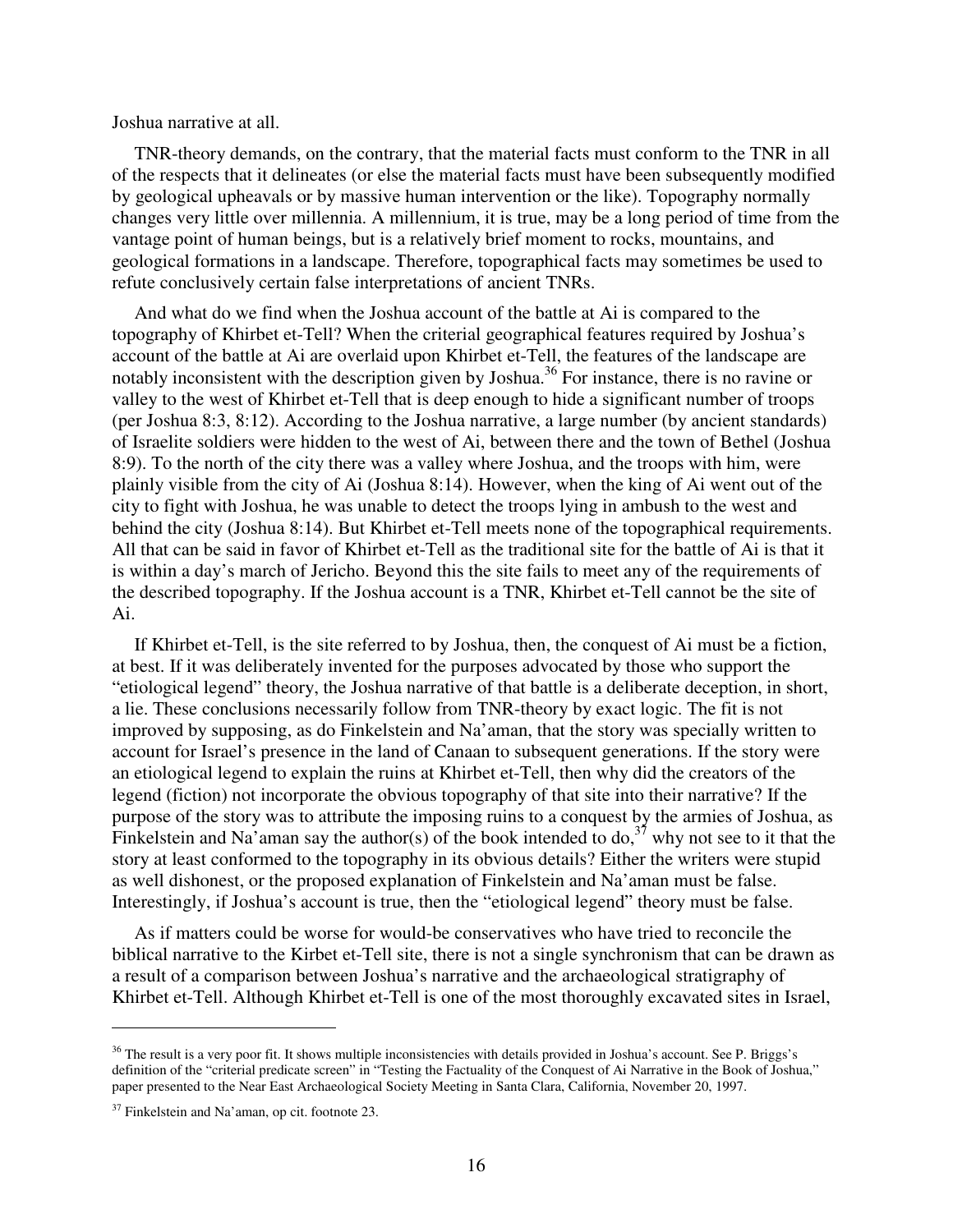Joshua narrative at all.

TNR-theory demands, on the contrary, that the material facts must conform to the TNR in all of the respects that it delineates (or else the material facts must have been subsequently modified by geological upheavals or by massive human intervention or the like). Topography normally changes very little over millennia. A millennium, it is true, may be a long period of time from the vantage point of human beings, but is a relatively brief moment to rocks, mountains, and geological formations in a landscape. Therefore, topographical facts may sometimes be used to refute conclusively certain false interpretations of ancient TNRs.

And what do we find when the Joshua account of the battle at Ai is compared to the topography of Khirbet et-Tell? When the criterial geographical features required by Joshua's account of the battle at Ai are overlaid upon Khirbet et-Tell, the features of the landscape are notably inconsistent with the description given by Joshua.[36] For instance, there is no ravine or valley to the west of Khirbet et-Tell that is deep enough to hide a significant number of troops (per Joshua 8:3, 8:12). According to the Joshua narrative, a large number (by ancient standards) of Israelite soldiers were hidden to the west of Ai, between there and the town of Bethel (Joshua 8:9). To the north of the city there was a valley where Joshua, and the troops with him, were plainly visible from the city of Ai (Joshua 8:14). However, when the king of Ai went out of the city to fight with Joshua, he was unable to detect the troops lying in ambush to the west and behind the city (Joshua 8:14). But Khirbet et-Tell meets none of the topographical requirements. All that can be said in favor of Khirbet et-Tell as the traditional site for the battle of Ai is that it is within a day's march of Jericho. Beyond this the site fails to meet any of the requirements of the described topography. If the Joshua account is a TNR, Khirbet et-Tell cannot be the site of Ai.

If Khirbet et-Tell, is the site referred to by Joshua, then, the conquest of Ai must be a fiction, at best. If it was deliberately invented for the purposes advocated by those who support the "etiological legend" theory, the Joshua narrative of that battle is a deliberate deception, in short, a lie. These conclusions necessarily follow from TNR-theory by exact logic. The fit is not improved by supposing, as do Finkelstein and Na'aman, that the story was specially written to account for Israel's presence in the land of Canaan to subsequent generations. If the story were an etiological legend to explain the ruins at Khirbet et-Tell, then why did the creators of the legend (fiction) not incorporate the obvious topography of that site into their narrative? If the purpose of the story was to attribute the imposing ruins to a conquest by the armies of Joshua, as Finkelstein and Na'aman say the author(s) of the book intended to do,[37] why not see to it that the story at least conformed to the topography in its obvious details? Either the writers were stupid as well dishonest, or the proposed explanation of Finkelstein and Na'aman must be false. Interestingly, if Joshua's account is true, then the "etiological legend" theory must be false.

As if matters could be worse for would-be conservatives who have tried to reconcile the biblical narrative to the Kirbet et-Tell site, there is not a single synchronism that can be drawn as a result of a comparison between Joshua's narrative and the archaeological stratigraphy of Khirbet et-Tell. Although Khirbet et-Tell is one of the most thoroughly excavated sites in Israel,

---

[36] The result is a very poor fit. It shows multiple inconsistencies with details provided in Joshua's account. See P. Briggs's definition of the "criterial predicate screen" in "Testing the Factuality of the Conquest of Ai Narrative in the Book of Joshua," paper presented to the Near East Archaeological Society Meeting in Santa Clara, California, November 20, 1997.

[37] Finkelstein and Na'aman, op cit. footnote 23.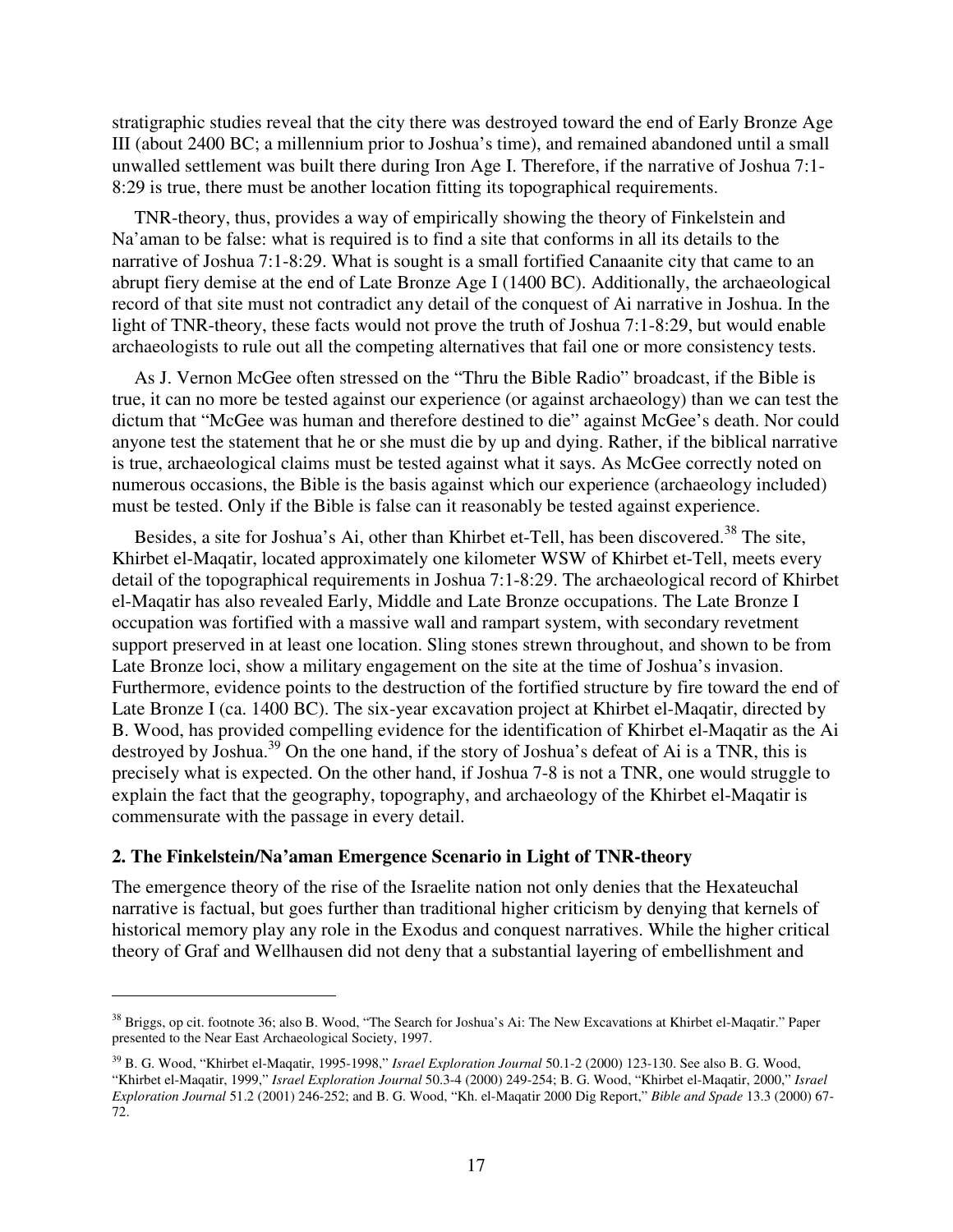stratigraphic studies reveal that the city there was destroyed toward the end of Early Bronze Age III (about 2400 BC; a millennium prior to Joshua's time), and remained abandoned until a small unwalled settlement was built there during Iron Age I. Therefore, if the narrative of Joshua 7:1-8:29 is true, there must be another location fitting its topographical requirements.

TNR-theory, thus, provides a way of empirically showing the theory of Finkelstein and Na'aman to be false: what is required is to find a site that conforms in all its details to the narrative of Joshua 7:1-8:29. What is sought is a small fortified Canaanite city that came to an abrupt fiery demise at the end of Late Bronze Age I (1400 BC). Additionally, the archaeological record of that site must not contradict any detail of the conquest of Ai narrative in Joshua. In the light of TNR-theory, these facts would not prove the truth of Joshua 7:1-8:29, but would enable archaeologists to rule out all the competing alternatives that fail one or more consistency tests.

As J. Vernon McGee often stressed on the "Thru the Bible Radio" broadcast, if the Bible is true, it can no more be tested against our experience (or against archaeology) than we can test the dictum that "McGee was human and therefore destined to die" against McGee's death. Nor could anyone test the statement that he or she must die by up and dying. Rather, if the biblical narrative is true, archaeological claims must be tested against what it says. As McGee correctly noted on numerous occasions, the Bible is the basis against which our experience (archaeology included) must be tested. Only if the Bible is false can it reasonably be tested against experience.

Besides, a site for Joshua's Ai, other than Khirbet et-Tell, has been discovered.[38] The site, Khirbet el-Maqatir, located approximately one kilometer WSW of Khirbet et-Tell, meets every detail of the topographical requirements in Joshua 7:1-8:29. The archaeological record of Khirbet el-Maqatir has also revealed Early, Middle and Late Bronze occupations. The Late Bronze I occupation was fortified with a massive wall and rampart system, with secondary revetment support preserved in at least one location. Sling stones strewn throughout, and shown to be from Late Bronze loci, show a military engagement on the site at the time of Joshua's invasion. Furthermore, evidence points to the destruction of the fortified structure by fire toward the end of Late Bronze I (ca. 1400 BC). The six-year excavation project at Khirbet el-Maqatir, directed by B. Wood, has provided compelling evidence for the identification of Khirbet el-Maqatir as the Ai destroyed by Joshua.[39] On the one hand, if the story of Joshua's defeat of Ai is a TNR, this is precisely what is expected. On the other hand, if Joshua 7-8 is not a TNR, one would struggle to explain the fact that the geography, topography, and archaeology of the Khirbet el-Maqatir is commensurate with the passage in every detail.

### 2. The Finkelstein/Na'aman Emergence Scenario in Light of TNR-theory

The emergence theory of the rise of the Israelite nation not only denies that the Hexateuchal narrative is factual, but goes further than traditional higher criticism by denying that kernels of historical memory play any role in the Exodus and conquest narratives. While the higher critical theory of Graf and Wellhausen did not deny that a substantial layering of embellishment and

---

[38] Briggs, op cit. footnote 36; also B. Wood, "The Search for Joshua's Ai: The New Excavations at Khirbet el-Maqatir." Paper presented to the Near East Archaeological Society, 1997.

[39] B. G. Wood, "Khirbet el-Maqatir, 1995-1998," *Israel Exploration Journal* 50.1-2 (2000) 123-130. See also B. G. Wood, "Khirbet el-Maqatir, 1999," *Israel Exploration Journal* 50.3-4 (2000) 249-254; B. G. Wood, "Khirbet el-Maqatir, 2000," *Israel Exploration Journal* 51.2 (2001) 246-252; and B. G. Wood, "Kh. el-Maqatir 2000 Dig Report," *Bible and Spade* 13.3 (2000) 67-72.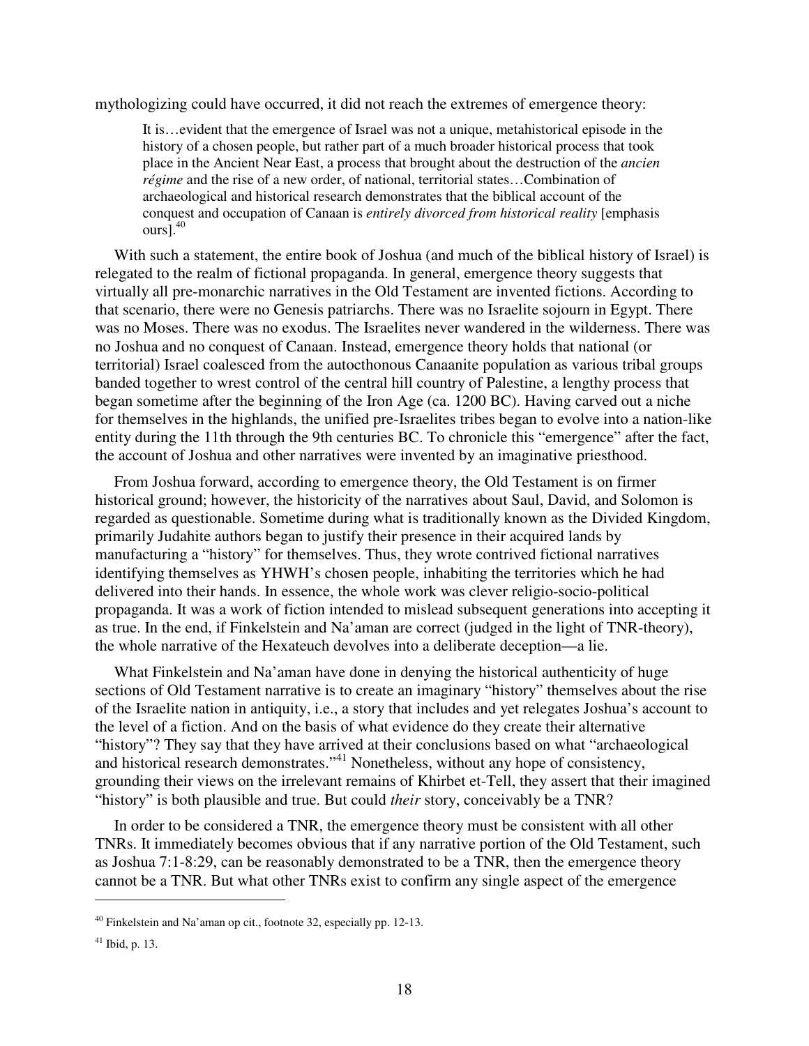mythologizing could have occurred, it did not reach the extremes of emergence theory:

> It is…evident that the emergence of Israel was not a unique, metahistorical episode in the history of a chosen people, but rather part of a much broader historical process that took place in the Ancient Near East, a process that brought about the destruction of the *ancien régime* and the rise of a new order, of national, territorial states…Combination of archaeological and historical research demonstrates that the biblical account of the conquest and occupation of Canaan is *entirely divorced from historical reality* [emphasis ours].[40]

With such a statement, the entire book of Joshua (and much of the biblical history of Israel) is relegated to the realm of fictional propaganda. In general, emergence theory suggests that virtually all pre-monarchic narratives in the Old Testament are invented fictions. According to that scenario, there were no Genesis patriarchs. There was no Israelite sojourn in Egypt. There was no Moses. There was no exodus. The Israelites never wandered in the wilderness. There was no Joshua and no conquest of Canaan. Instead, emergence theory holds that national (or territorial) Israel coalesced from the autocthonous Canaanite population as various tribal groups banded together to wrest control of the central hill country of Palestine, a lengthy process that began sometime after the beginning of the Iron Age (ca. 1200 BC). Having carved out a niche for themselves in the highlands, the unified pre-Israelites tribes began to evolve into a nation-like entity during the 11th through the 9th centuries BC. To chronicle this "emergence" after the fact, the account of Joshua and other narratives were invented by an imaginative priesthood.

From Joshua forward, according to emergence theory, the Old Testament is on firmer historical ground; however, the historicity of the narratives about Saul, David, and Solomon is regarded as questionable. Sometime during what is traditionally known as the Divided Kingdom, primarily Judahite authors began to justify their presence in their acquired lands by manufacturing a "history" for themselves. Thus, they wrote contrived fictional narratives identifying themselves as YHWH's chosen people, inhabiting the territories which he had delivered into their hands. In essence, the whole work was clever religio-socio-political propaganda. It was a work of fiction intended to mislead subsequent generations into accepting it as true. In the end, if Finkelstein and Na'aman are correct (judged in the light of TNR-theory), the whole narrative of the Hexateuch devolves into a deliberate deception—a lie.

What Finkelstein and Na'aman have done in denying the historical authenticity of huge sections of Old Testament narrative is to create an imaginary "history" themselves about the rise of the Israelite nation in antiquity, i.e., a story that includes and yet relegates Joshua's account to the level of a fiction. And on the basis of what evidence do they create their alternative "history"? They say that they have arrived at their conclusions based on what "archaeological and historical research demonstrates."[41] Nonetheless, without any hope of consistency, grounding their views on the irrelevant remains of Khirbet et-Tell, they assert that their imagined "history" is both plausible and true. But could *their* story, conceivably be a TNR?

In order to be considered a TNR, the emergence theory must be consistent with all other TNRs. It immediately becomes obvious that if any narrative portion of the Old Testament, such as Joshua 7:1-8:29, can be reasonably demonstrated to be a TNR, then the emergence theory cannot be a TNR. But what other TNRs exist to confirm any single aspect of the emergence

---

[40] Finkelstein and Na'aman op cit., footnote 32, especially pp. 12-13.

[41] Ibid, p. 13.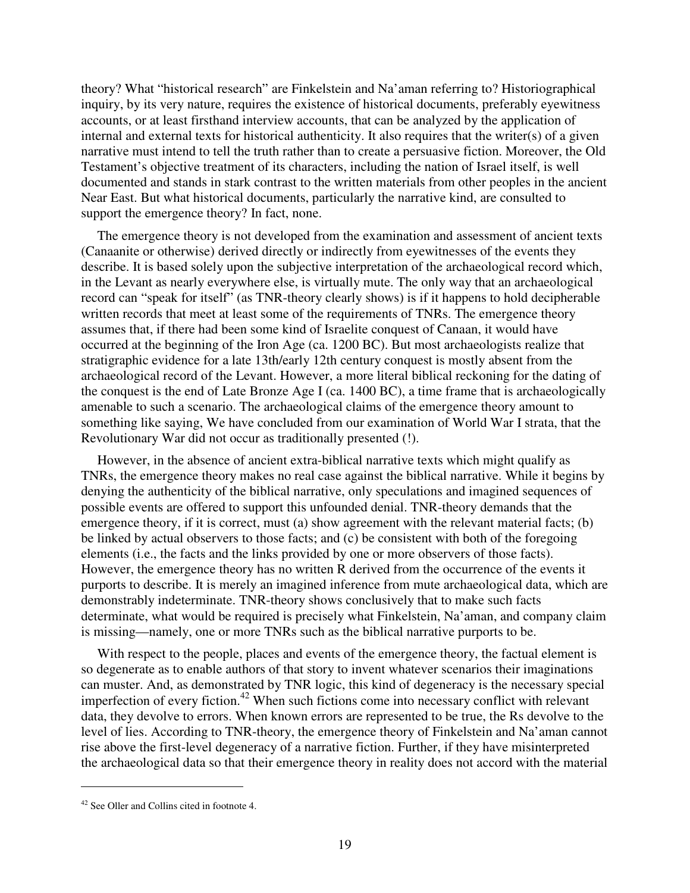theory? What “historical research” are Finkelstein and Na’aman referring to? Historiographical inquiry, by its very nature, requires the existence of historical documents, preferably eyewitness accounts, or at least firsthand interview accounts, that can be analyzed by the application of internal and external texts for historical authenticity. It also requires that the writer(s) of a given narrative must intend to tell the truth rather than to create a persuasive fiction. Moreover, the Old Testament’s objective treatment of its characters, including the nation of Israel itself, is well documented and stands in stark contrast to the written materials from other peoples in the ancient Near East. But what historical documents, particularly the narrative kind, are consulted to support the emergence theory? In fact, none.

The emergence theory is not developed from the examination and assessment of ancient texts (Canaanite or otherwise) derived directly or indirectly from eyewitnesses of the events they describe. It is based solely upon the subjective interpretation of the archaeological record which, in the Levant as nearly everywhere else, is virtually mute. The only way that an archaeological record can “speak for itself” (as TNR-theory clearly shows) is if it happens to hold decipherable written records that meet at least some of the requirements of TNRs. The emergence theory assumes that, if there had been some kind of Israelite conquest of Canaan, it would have occurred at the beginning of the Iron Age (ca. 1200 BC). But most archaeologists realize that stratigraphic evidence for a late 13th/early 12th century conquest is mostly absent from the archaeological record of the Levant. However, a more literal biblical reckoning for the dating of the conquest is the end of Late Bronze Age I (ca. 1400 BC), a time frame that is archaeologically amenable to such a scenario. The archaeological claims of the emergence theory amount to something like saying, We have concluded from our examination of World War I strata, that the Revolutionary War did not occur as traditionally presented (!).

However, in the absence of ancient extra-biblical narrative texts which might qualify as TNRs, the emergence theory makes no real case against the biblical narrative. While it begins by denying the authenticity of the biblical narrative, only speculations and imagined sequences of possible events are offered to support this unfounded denial. TNR-theory demands that the emergence theory, if it is correct, must (a) show agreement with the relevant material facts; (b) be linked by actual observers to those facts; and (c) be consistent with both of the foregoing elements (i.e., the facts and the links provided by one or more observers of those facts). However, the emergence theory has no written R derived from the occurrence of the events it purports to describe. It is merely an imagined inference from mute archaeological data, which are demonstrably indeterminate. TNR-theory shows conclusively that to make such facts determinate, what would be required is precisely what Finkelstein, Na’aman, and company claim is missing—namely, one or more TNRs such as the biblical narrative purports to be.

With respect to the people, places and events of the emergence theory, the factual element is so degenerate as to enable authors of that story to invent whatever scenarios their imaginations can muster. And, as demonstrated by TNR logic, this kind of degeneracy is the necessary special imperfection of every fiction.[42] When such fictions come into necessary conflict with relevant data, they devolve to errors. When known errors are represented to be true, the Rs devolve to the level of lies. According to TNR-theory, the emergence theory of Finkelstein and Na’aman cannot rise above the first-level degeneracy of a narrative fiction. Further, if they have misinterpreted the archaeological data so that their emergence theory in reality does not accord with the material

---

[42] See Oller and Collins cited in footnote 4.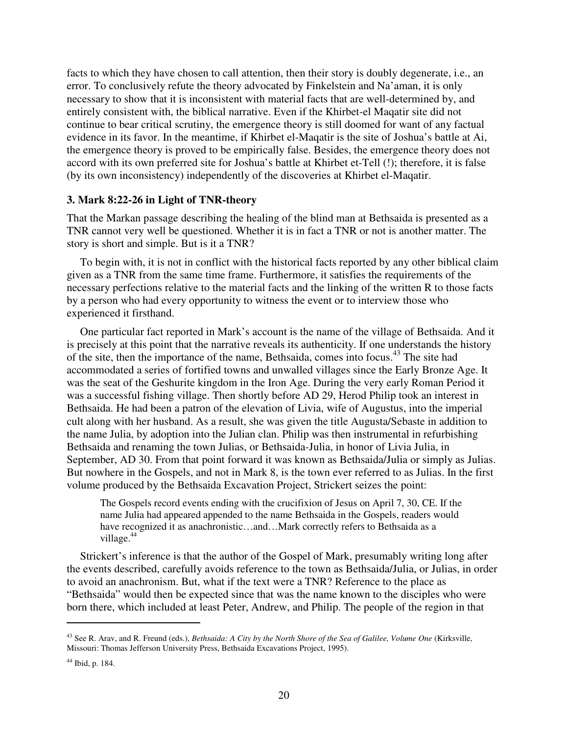facts to which they have chosen to call attention, then their story is doubly degenerate, i.e., an error. To conclusively refute the theory advocated by Finkelstein and Na'aman, it is only necessary to show that it is inconsistent with material facts that are well-determined by, and entirely consistent with, the biblical narrative. Even if the Khirbet-el Maqatir site did not continue to bear critical scrutiny, the emergence theory is still doomed for want of any factual evidence in its favor. In the meantime, if Khirbet el-Maqatir is the site of Joshua's battle at Ai, the emergence theory is proved to be empirically false. Besides, the emergence theory does not accord with its own preferred site for Joshua's battle at Khirbet et-Tell (!); therefore, it is false (by its own inconsistency) independently of the discoveries at Khirbet el-Maqatir.

### 3. Mark 8:22-26 in Light of TNR-theory

That the Markan passage describing the healing of the blind man at Bethsaida is presented as a TNR cannot very well be questioned. Whether it is in fact a TNR or not is another matter. The story is short and simple. But is it a TNR?

To begin with, it is not in conflict with the historical facts reported by any other biblical claim given as a TNR from the same time frame. Furthermore, it satisfies the requirements of the necessary perfections relative to the material facts and the linking of the written R to those facts by a person who had every opportunity to witness the event or to interview those who experienced it firsthand.

One particular fact reported in Mark's account is the name of the village of Bethsaida. And it is precisely at this point that the narrative reveals its authenticity. If one understands the history of the site, then the importance of the name, Bethsaida, comes into focus.[43] The site had accommodated a series of fortified towns and unwalled villages since the Early Bronze Age. It was the seat of the Geshurite kingdom in the Iron Age. During the very early Roman Period it was a successful fishing village. Then shortly before AD 29, Herod Philip took an interest in Bethsaida. He had been a patron of the elevation of Livia, wife of Augustus, into the imperial cult along with her husband. As a result, she was given the title Augusta/Sebaste in addition to the name Julia, by adoption into the Julian clan. Philip was then instrumental in refurbishing Bethsaida and renaming the town Julias, or Bethsaida-Julia, in honor of Livia Julia, in September, AD 30. From that point forward it was known as Bethsaida/Julia or simply as Julias. But nowhere in the Gospels, and not in Mark 8, is the town ever referred to as Julias. In the first volume produced by the Bethsaida Excavation Project, Strickert seizes the point:

> The Gospels record events ending with the crucifixion of Jesus on April 7, 30, CE. If the name Julia had appeared appended to the name Bethsaida in the Gospels, readers would have recognized it as anachronistic…and…Mark correctly refers to Bethsaida as a village.[44]

Strickert's inference is that the author of the Gospel of Mark, presumably writing long after the events described, carefully avoids reference to the town as Bethsaida/Julia, or Julias, in order to avoid an anachronism. But, what if the text were a TNR? Reference to the place as "Bethsaida" would then be expected since that was the name known to the disciples who were born there, which included at least Peter, Andrew, and Philip. The people of the region in that

---

[43] See R. Arav, and R. Freund (eds.), *Bethsaida: A City by the North Shore of the Sea of Galilee, Volume One* (Kirksville, Missouri: Thomas Jefferson University Press, Bethsaida Excavations Project, 1995).

[44] Ibid, p. 184.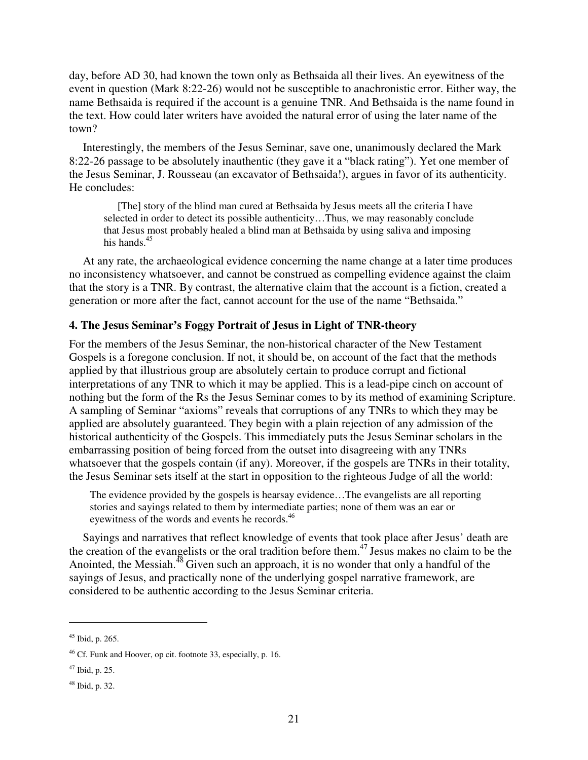day, before AD 30, had known the town only as Bethsaida all their lives. An eyewitness of the event in question (Mark 8:22-26) would not be susceptible to anachronistic error. Either way, the name Bethsaida is required if the account is a genuine TNR. And Bethsaida is the name found in the text. How could later writers have avoided the natural error of using the later name of the town?

Interestingly, the members of the Jesus Seminar, save one, unanimously declared the Mark 8:22-26 passage to be absolutely inauthentic (they gave it a "black rating"). Yet one member of the Jesus Seminar, J. Rousseau (an excavator of Bethsaida!), argues in favor of its authenticity. He concludes:

> [The] story of the blind man cured at Bethsaida by Jesus meets all the criteria I have selected in order to detect its possible authenticity…Thus, we may reasonably conclude that Jesus most probably healed a blind man at Bethsaida by using saliva and imposing his hands.[45]

At any rate, the archaeological evidence concerning the name change at a later time produces no inconsistency whatsoever, and cannot be construed as compelling evidence against the claim that the story is a TNR. By contrast, the alternative claim that the account is a fiction, created a generation or more after the fact, cannot account for the use of the name "Bethsaida."

### 4. The Jesus Seminar's Foggy Portrait of Jesus in Light of TNR-theory

For the members of the Jesus Seminar, the non-historical character of the New Testament Gospels is a foregone conclusion. If not, it should be, on account of the fact that the methods applied by that illustrious group are absolutely certain to produce corrupt and fictional interpretations of any TNR to which it may be applied. This is a lead-pipe cinch on account of nothing but the form of the Rs the Jesus Seminar comes to by its method of examining Scripture. A sampling of Seminar "axioms" reveals that corruptions of any TNRs to which they may be applied are absolutely guaranteed. They begin with a plain rejection of any admission of the historical authenticity of the Gospels. This immediately puts the Jesus Seminar scholars in the embarrassing position of being forced from the outset into disagreeing with any TNRs whatsoever that the gospels contain (if any). Moreover, if the gospels are TNRs in their totality, the Jesus Seminar sets itself at the start in opposition to the righteous Judge of all the world:

> The evidence provided by the gospels is hearsay evidence…The evangelists are all reporting stories and sayings related to them by intermediate parties; none of them was an ear or eyewitness of the words and events he records.[46]

Sayings and narratives that reflect knowledge of events that took place after Jesus' death are the creation of the evangelists or the oral tradition before them.[47] Jesus makes no claim to be the Anointed, the Messiah.[48] Given such an approach, it is no wonder that only a handful of the sayings of Jesus, and practically none of the underlying gospel narrative framework, are considered to be authentic according to the Jesus Seminar criteria.

---

[45] Ibid, p. 265.

[46] Cf. Funk and Hoover, op cit. footnote 33, especially, p. 16.

[47] Ibid, p. 25.

[48] Ibid, p. 32.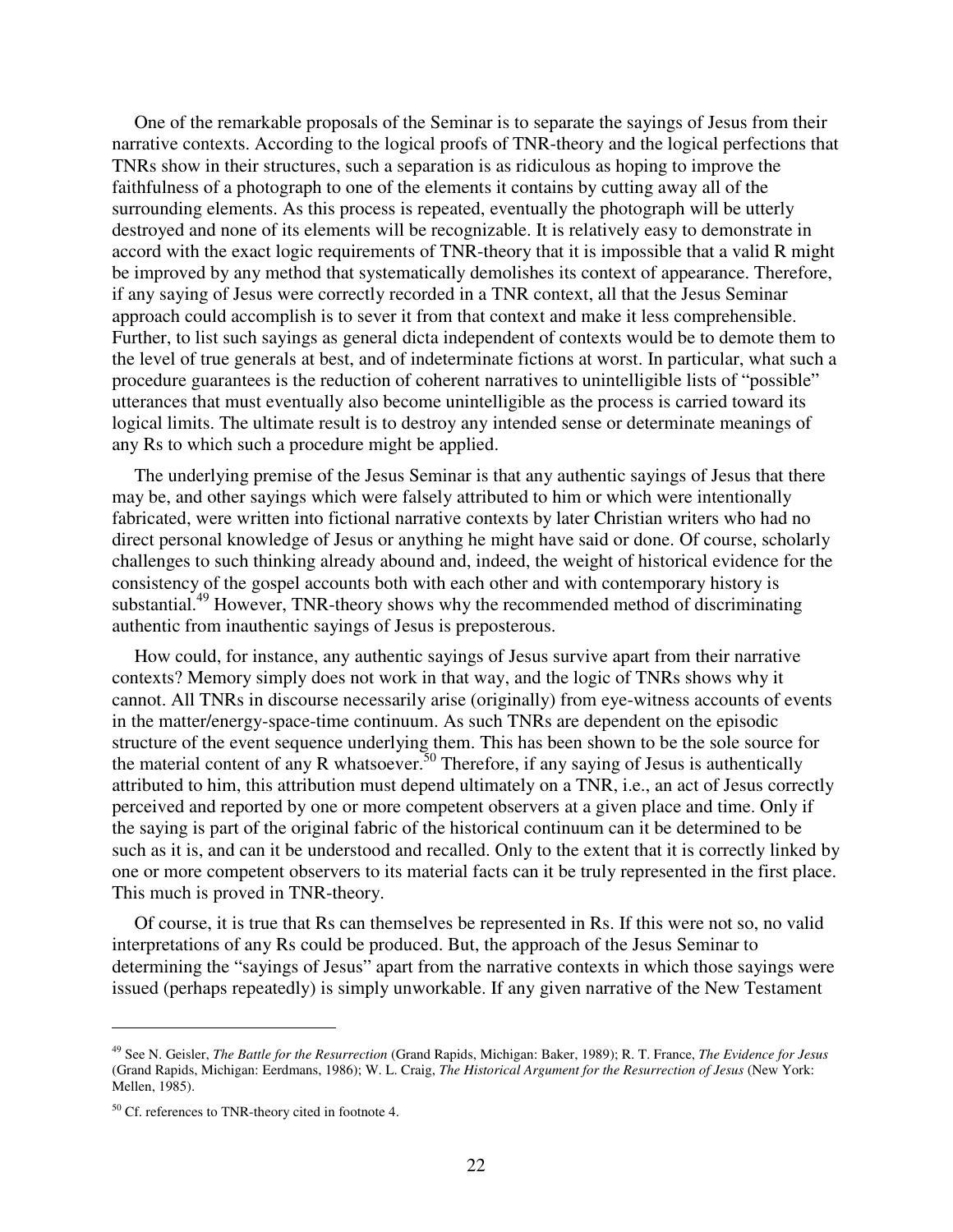One of the remarkable proposals of the Seminar is to separate the sayings of Jesus from their narrative contexts. According to the logical proofs of TNR-theory and the logical perfections that TNRs show in their structures, such a separation is as ridiculous as hoping to improve the faithfulness of a photograph to one of the elements it contains by cutting away all of the surrounding elements. As this process is repeated, eventually the photograph will be utterly destroyed and none of its elements will be recognizable. It is relatively easy to demonstrate in accord with the exact logic requirements of TNR-theory that it is impossible that a valid R might be improved by any method that systematically demolishes its context of appearance. Therefore, if any saying of Jesus were correctly recorded in a TNR context, all that the Jesus Seminar approach could accomplish is to sever it from that context and make it less comprehensible. Further, to list such sayings as general dicta independent of contexts would be to demote them to the level of true generals at best, and of indeterminate fictions at worst. In particular, what such a procedure guarantees is the reduction of coherent narratives to unintelligible lists of "possible" utterances that must eventually also become unintelligible as the process is carried toward its logical limits. The ultimate result is to destroy any intended sense or determinate meanings of any Rs to which such a procedure might be applied.

The underlying premise of the Jesus Seminar is that any authentic sayings of Jesus that there may be, and other sayings which were falsely attributed to him or which were intentionally fabricated, were written into fictional narrative contexts by later Christian writers who had no direct personal knowledge of Jesus or anything he might have said or done. Of course, scholarly challenges to such thinking already abound and, indeed, the weight of historical evidence for the consistency of the gospel accounts both with each other and with contemporary history is substantial.[49] However, TNR-theory shows why the recommended method of discriminating authentic from inauthentic sayings of Jesus is preposterous.

How could, for instance, any authentic sayings of Jesus survive apart from their narrative contexts? Memory simply does not work in that way, and the logic of TNRs shows why it cannot. All TNRs in discourse necessarily arise (originally) from eye-witness accounts of events in the matter/energy-space-time continuum. As such TNRs are dependent on the episodic structure of the event sequence underlying them. This has been shown to be the sole source for the material content of any R whatsoever.[50] Therefore, if any saying of Jesus is authentically attributed to him, this attribution must depend ultimately on a TNR, i.e., an act of Jesus correctly perceived and reported by one or more competent observers at a given place and time. Only if the saying is part of the original fabric of the historical continuum can it be determined to be such as it is, and can it be understood and recalled. Only to the extent that it is correctly linked by one or more competent observers to its material facts can it be truly represented in the first place. This much is proved in TNR-theory.

Of course, it is true that Rs can themselves be represented in Rs. If this were not so, no valid interpretations of any Rs could be produced. But, the approach of the Jesus Seminar to determining the "sayings of Jesus" apart from the narrative contexts in which those sayings were issued (perhaps repeatedly) is simply unworkable. If any given narrative of the New Testament

---

[49] See N. Geisler, *The Battle for the Resurrection* (Grand Rapids, Michigan: Baker, 1989); R. T. France, *The Evidence for Jesus* (Grand Rapids, Michigan: Eerdmans, 1986); W. L. Craig, *The Historical Argument for the Resurrection of Jesus* (New York: Mellen, 1985).

[50] Cf. references to TNR-theory cited in footnote 4.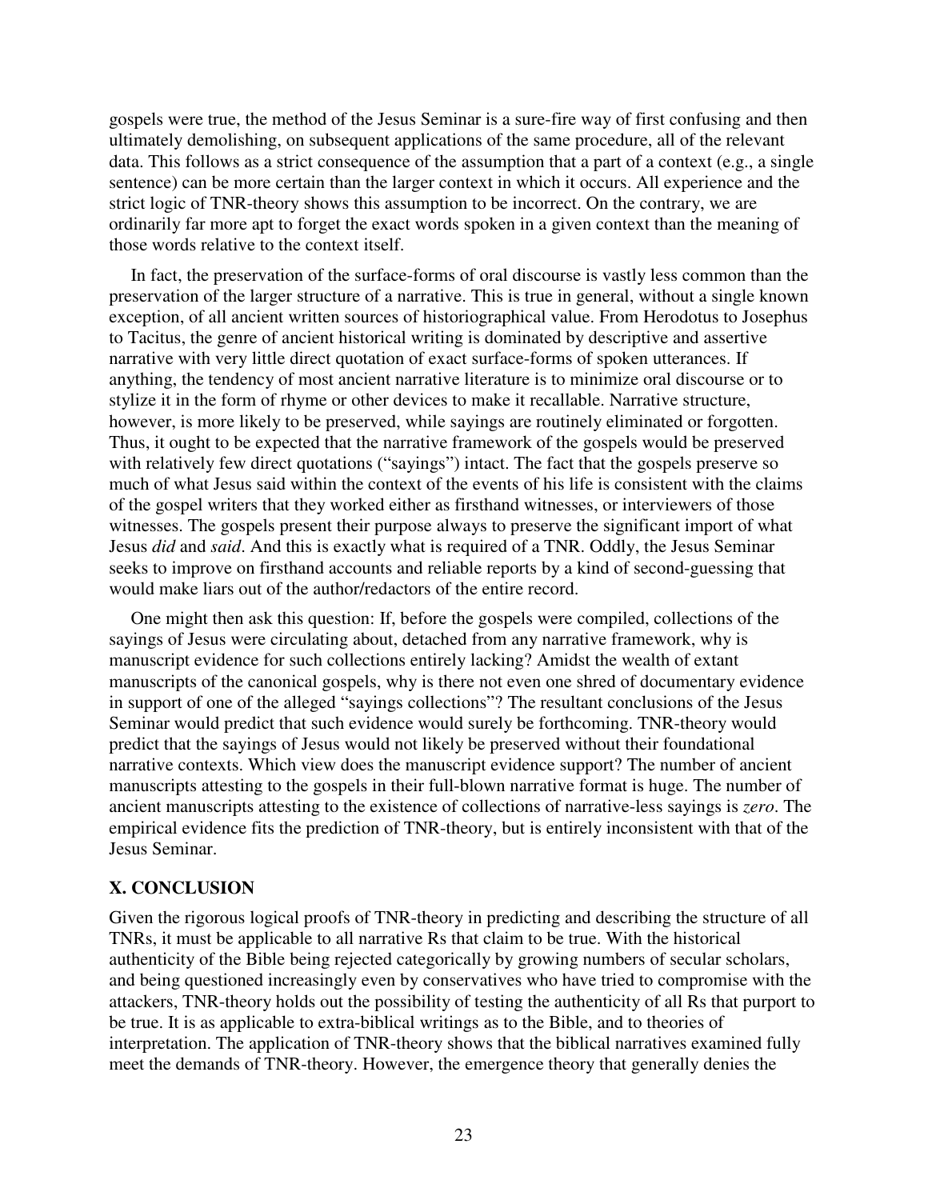gospels were true, the method of the Jesus Seminar is a sure-fire way of first confusing and then ultimately demolishing, on subsequent applications of the same procedure, all of the relevant data. This follows as a strict consequence of the assumption that a part of a context (e.g., a single sentence) can be more certain than the larger context in which it occurs. All experience and the strict logic of TNR-theory shows this assumption to be incorrect. On the contrary, we are ordinarily far more apt to forget the exact words spoken in a given context than the meaning of those words relative to the context itself.

In fact, the preservation of the surface-forms of oral discourse is vastly less common than the preservation of the larger structure of a narrative. This is true in general, without a single known exception, of all ancient written sources of historiographical value. From Herodotus to Josephus to Tacitus, the genre of ancient historical writing is dominated by descriptive and assertive narrative with very little direct quotation of exact surface-forms of spoken utterances. If anything, the tendency of most ancient narrative literature is to minimize oral discourse or to stylize it in the form of rhyme or other devices to make it recallable. Narrative structure, however, is more likely to be preserved, while sayings are routinely eliminated or forgotten. Thus, it ought to be expected that the narrative framework of the gospels would be preserved with relatively few direct quotations ("sayings") intact. The fact that the gospels preserve so much of what Jesus said within the context of the events of his life is consistent with the claims of the gospel writers that they worked either as firsthand witnesses, or interviewers of those witnesses. The gospels present their purpose always to preserve the significant import of what Jesus *did* and *said*. And this is exactly what is required of a TNR. Oddly, the Jesus Seminar seeks to improve on firsthand accounts and reliable reports by a kind of second-guessing that would make liars out of the author/redactors of the entire record.

One might then ask this question: If, before the gospels were compiled, collections of the sayings of Jesus were circulating about, detached from any narrative framework, why is manuscript evidence for such collections entirely lacking? Amidst the wealth of extant manuscripts of the canonical gospels, why is there not even one shred of documentary evidence in support of one of the alleged "sayings collections"? The resultant conclusions of the Jesus Seminar would predict that such evidence would surely be forthcoming. TNR-theory would predict that the sayings of Jesus would not likely be preserved without their foundational narrative contexts. Which view does the manuscript evidence support? The number of ancient manuscripts attesting to the gospels in their full-blown narrative format is huge. The number of ancient manuscripts attesting to the existence of collections of narrative-less sayings is *zero*. The empirical evidence fits the prediction of TNR-theory, but is entirely inconsistent with that of the Jesus Seminar.

## X. CONCLUSION

Given the rigorous logical proofs of TNR-theory in predicting and describing the structure of all TNRs, it must be applicable to all narrative Rs that claim to be true. With the historical authenticity of the Bible being rejected categorically by growing numbers of secular scholars, and being questioned increasingly even by conservatives who have tried to compromise with the attackers, TNR-theory holds out the possibility of testing the authenticity of all Rs that purport to be true. It is as applicable to extra-biblical writings as to the Bible, and to theories of interpretation. The application of TNR-theory shows that the biblical narratives examined fully meet the demands of TNR-theory. However, the emergence theory that generally denies the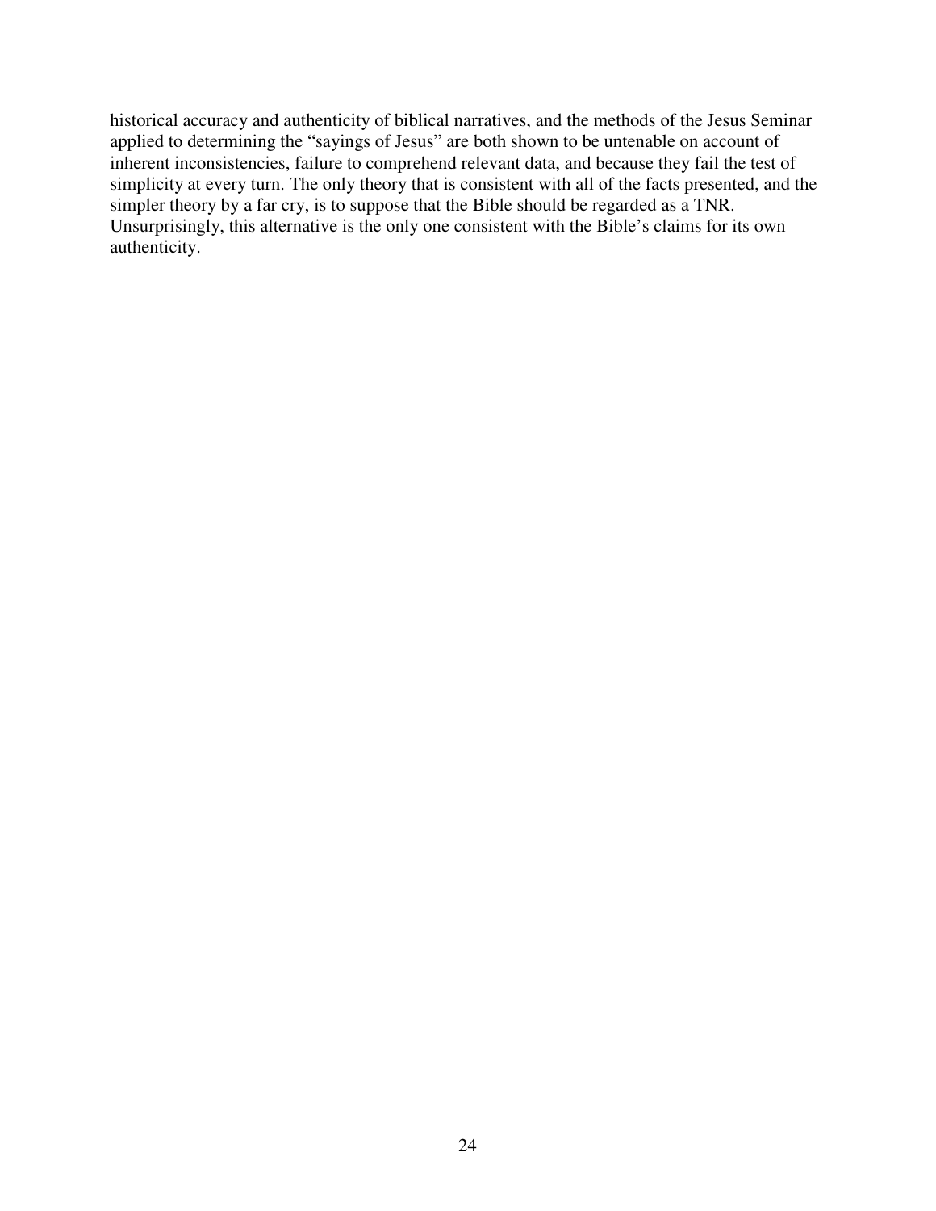historical accuracy and authenticity of biblical narratives, and the methods of the Jesus Seminar applied to determining the "sayings of Jesus" are both shown to be untenable on account of inherent inconsistencies, failure to comprehend relevant data, and because they fail the test of simplicity at every turn. The only theory that is consistent with all of the facts presented, and the simpler theory by a far cry, is to suppose that the Bible should be regarded as a TNR. Unsurprisingly, this alternative is the only one consistent with the Bible's claims for its own authenticity.